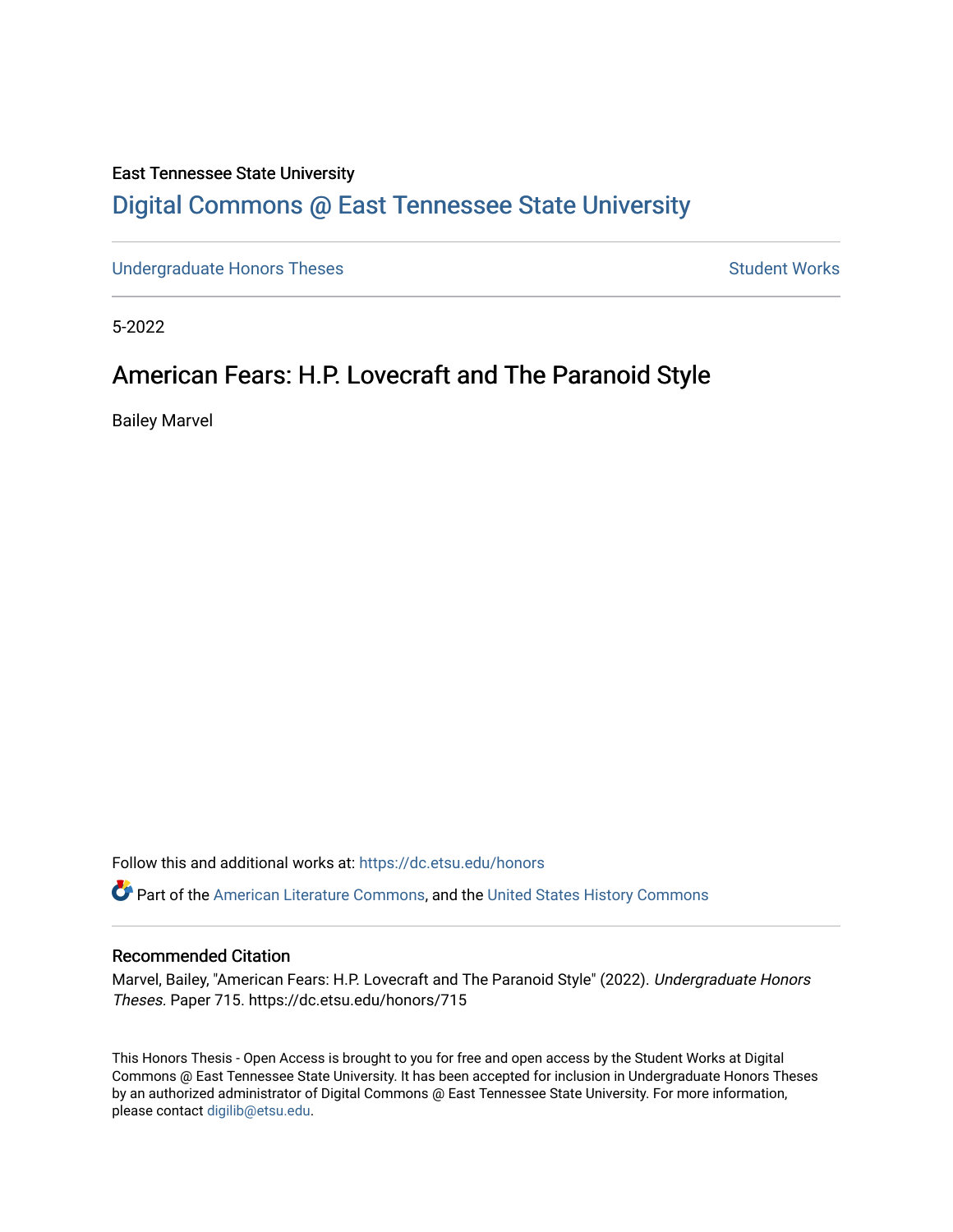East Tennessee State University

# Digital Commons @ East Tennessee State University

Undergraduate Honors Theses | Student Works

5-2022

## American Fears: H.P. Lovecraft and The Paranoid Style

Bailey Marvel

Follow this and additional works at: https://dc.etsu.edu/honors

Part of the American Literature Commons, and the United States History Commons

### Recommended Citation

Marvel, Bailey, "American Fears: H.P. Lovecraft and The Paranoid Style" (2022). *Undergraduate Honors Theses.* Paper 715. https://dc.etsu.edu/honors/715

This Honors Thesis - Open Access is brought to you for free and open access by the Student Works at Digital Commons @ East Tennessee State University. It has been accepted for inclusion in Undergraduate Honors Theses by an authorized administrator of Digital Commons @ East Tennessee State University. For more information, please contact digilib@etsu.edu.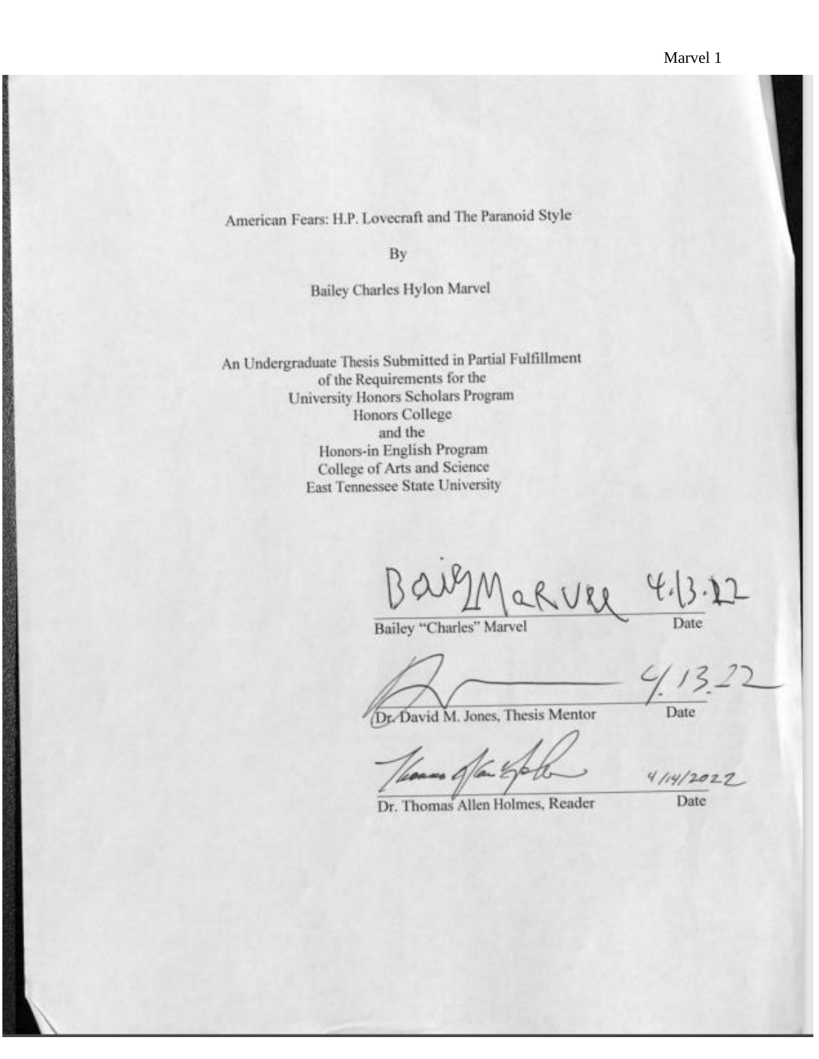American Fears: H.P. Lovecraft and The Paranoid Style

By

Bailey Charles Hylon Marvel

An Undergraduate Thesis Submitted in Partial Fulfillment
of the Requirements for the
University Honors Scholars Program
Honors College
and the
Honors-in English Program
College of Arts and Science
East Tennessee State University

Bailey Marvel 4.13.22

Bailey "Charles" Marvel — Date

4.13.22

Dr. David M. Jones, Thesis Mentor — Date

4/14/2022

Dr. Thomas Allen Holmes, Reader — Date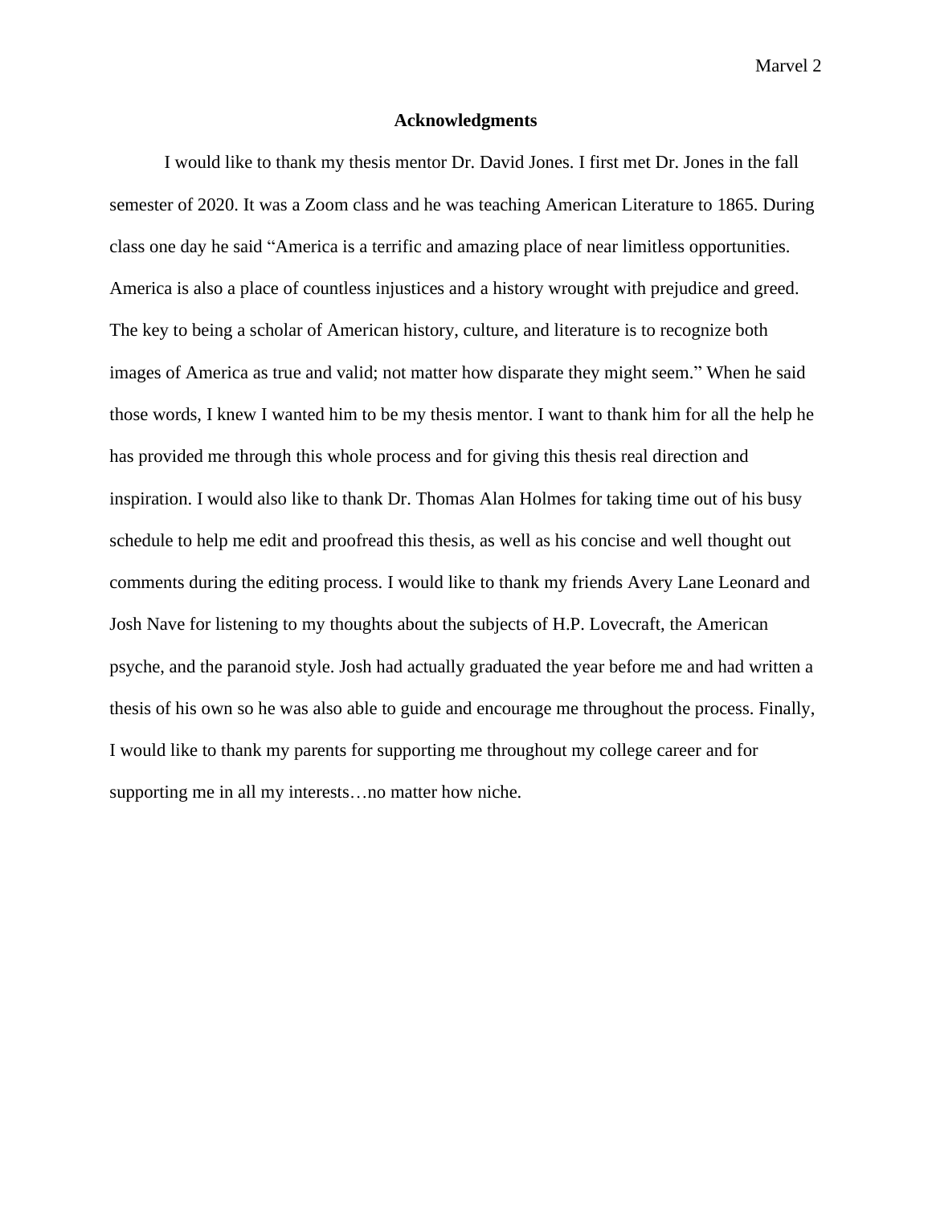## Acknowledgments

I would like to thank my thesis mentor Dr. David Jones. I first met Dr. Jones in the fall semester of 2020. It was a Zoom class and he was teaching American Literature to 1865. During class one day he said "America is a terrific and amazing place of near limitless opportunities. America is also a place of countless injustices and a history wrought with prejudice and greed. The key to being a scholar of American history, culture, and literature is to recognize both images of America as true and valid; not matter how disparate they might seem." When he said those words, I knew I wanted him to be my thesis mentor. I want to thank him for all the help he has provided me through this whole process and for giving this thesis real direction and inspiration. I would also like to thank Dr. Thomas Alan Holmes for taking time out of his busy schedule to help me edit and proofread this thesis, as well as his concise and well thought out comments during the editing process. I would like to thank my friends Avery Lane Leonard and Josh Nave for listening to my thoughts about the subjects of H.P. Lovecraft, the American psyche, and the paranoid style. Josh had actually graduated the year before me and had written a thesis of his own so he was also able to guide and encourage me throughout the process. Finally, I would like to thank my parents for supporting me throughout my college career and for supporting me in all my interests…no matter how niche.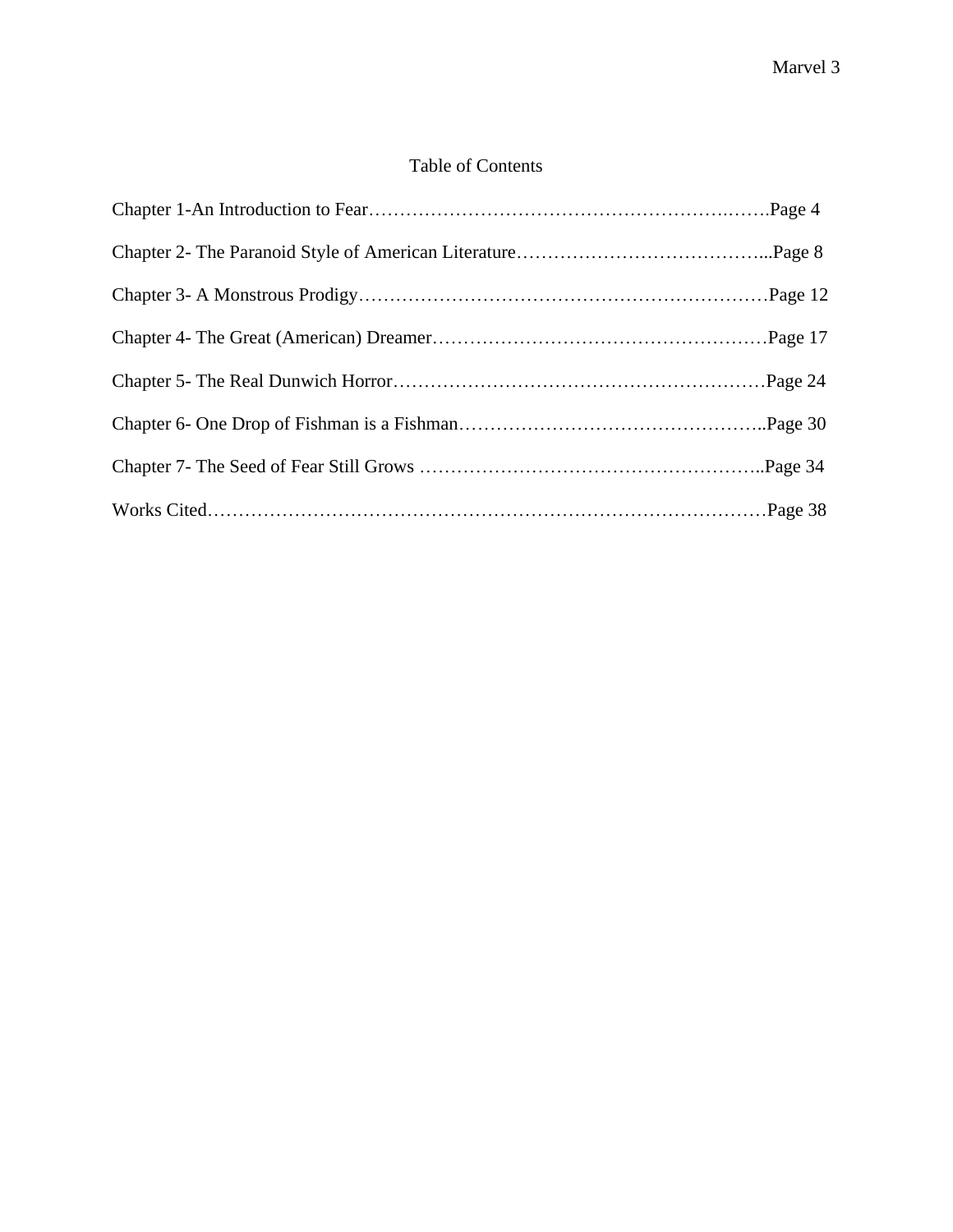# Table of Contents

Chapter 1-An Introduction to Fear……………………………………………………….…….Page 4

Chapter 2- The Paranoid Style of American Literature…………………………………...Page 8

Chapter 3- A Monstrous Prodigy……………………………………………….……………Page 12

Chapter 4- The Great (American) Dreamer………………………………………………Page 17

Chapter 5- The Real Dunwich Horror……………………………………………………Page 24

Chapter 6- One Drop of Fishman is a Fishman…………………………………………..Page 30

Chapter 7- The Seed of Fear Still Grows ………………………………………………..Page 34

Works Cited……………………………………………………………………………Page 38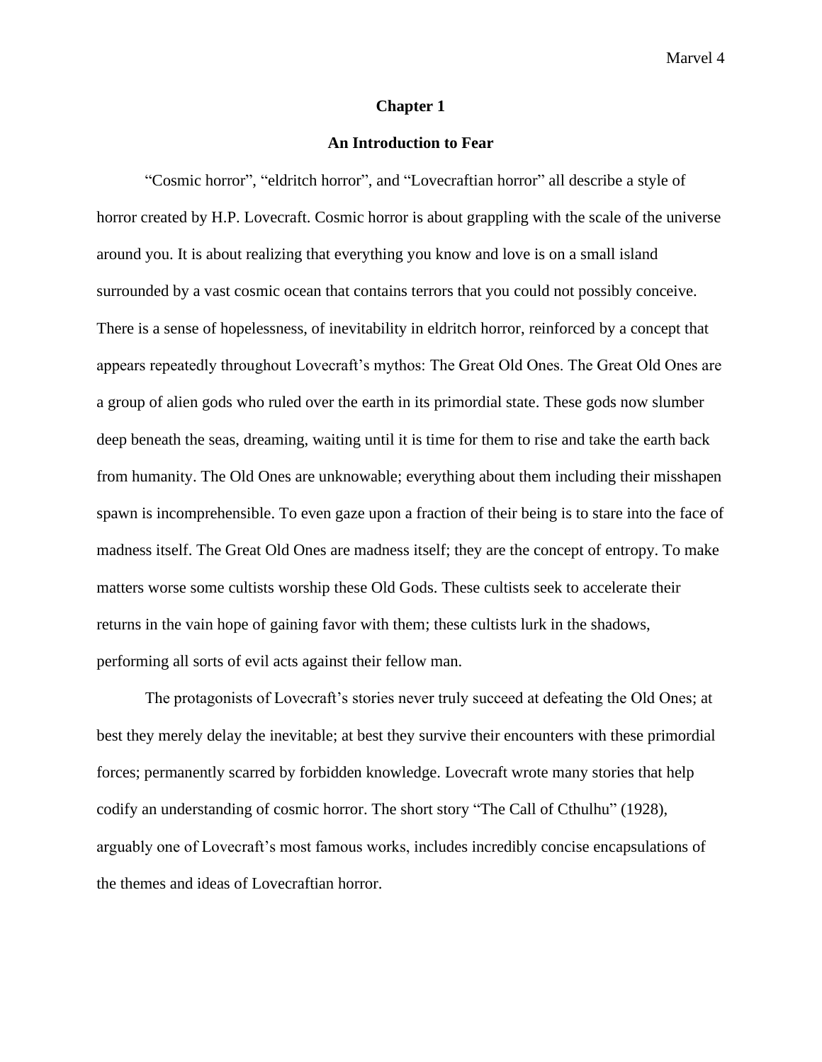# Chapter 1

## An Introduction to Fear

"Cosmic horror", "eldritch horror", and "Lovecraftian horror" all describe a style of horror created by H.P. Lovecraft. Cosmic horror is about grappling with the scale of the universe around you. It is about realizing that everything you know and love is on a small island surrounded by a vast cosmic ocean that contains terrors that you could not possibly conceive. There is a sense of hopelessness, of inevitability in eldritch horror, reinforced by a concept that appears repeatedly throughout Lovecraft's mythos: The Great Old Ones. The Great Old Ones are a group of alien gods who ruled over the earth in its primordial state. These gods now slumber deep beneath the seas, dreaming, waiting until it is time for them to rise and take the earth back from humanity. The Old Ones are unknowable; everything about them including their misshapen spawn is incomprehensible. To even gaze upon a fraction of their being is to stare into the face of madness itself. The Great Old Ones are madness itself; they are the concept of entropy. To make matters worse some cultists worship these Old Gods. These cultists seek to accelerate their returns in the vain hope of gaining favor with them; these cultists lurk in the shadows, performing all sorts of evil acts against their fellow man.

The protagonists of Lovecraft's stories never truly succeed at defeating the Old Ones; at best they merely delay the inevitable; at best they survive their encounters with these primordial forces; permanently scarred by forbidden knowledge. Lovecraft wrote many stories that help codify an understanding of cosmic horror. The short story "The Call of Cthulhu" (1928), arguably one of Lovecraft's most famous works, includes incredibly concise encapsulations of the themes and ideas of Lovecraftian horror.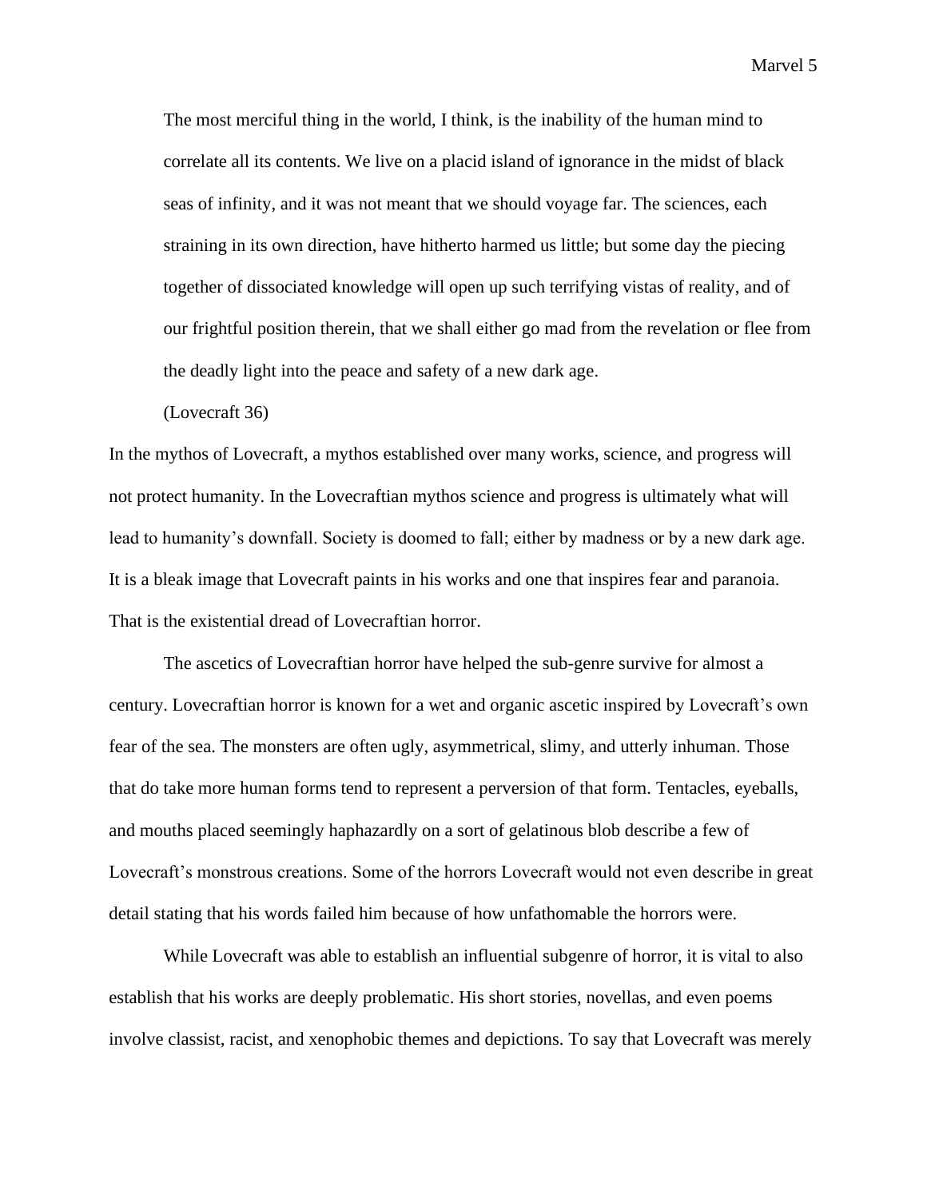> The most merciful thing in the world, I think, is the inability of the human mind to correlate all its contents. We live on a placid island of ignorance in the midst of black seas of infinity, and it was not meant that we should voyage far. The sciences, each straining in its own direction, have hitherto harmed us little; but some day the piecing together of dissociated knowledge will open up such terrifying vistas of reality, and of our frightful position therein, that we shall either go mad from the revelation or flee from the deadly light into the peace and safety of a new dark age.
>
> (Lovecraft 36)

In the mythos of Lovecraft, a mythos established over many works, science, and progress will not protect humanity. In the Lovecraftian mythos science and progress is ultimately what will lead to humanity's downfall. Society is doomed to fall; either by madness or by a new dark age. It is a bleak image that Lovecraft paints in his works and one that inspires fear and paranoia. That is the existential dread of Lovecraftian horror.

The ascetics of Lovecraftian horror have helped the sub-genre survive for almost a century. Lovecraftian horror is known for a wet and organic ascetic inspired by Lovecraft's own fear of the sea. The monsters are often ugly, asymmetrical, slimy, and utterly inhuman. Those that do take more human forms tend to represent a perversion of that form. Tentacles, eyeballs, and mouths placed seemingly haphazardly on a sort of gelatinous blob describe a few of Lovecraft's monstrous creations. Some of the horrors Lovecraft would not even describe in great detail stating that his words failed him because of how unfathomable the horrors were.

While Lovecraft was able to establish an influential subgenre of horror, it is vital to also establish that his works are deeply problematic. His short stories, novellas, and even poems involve classist, racist, and xenophobic themes and depictions. To say that Lovecraft was merely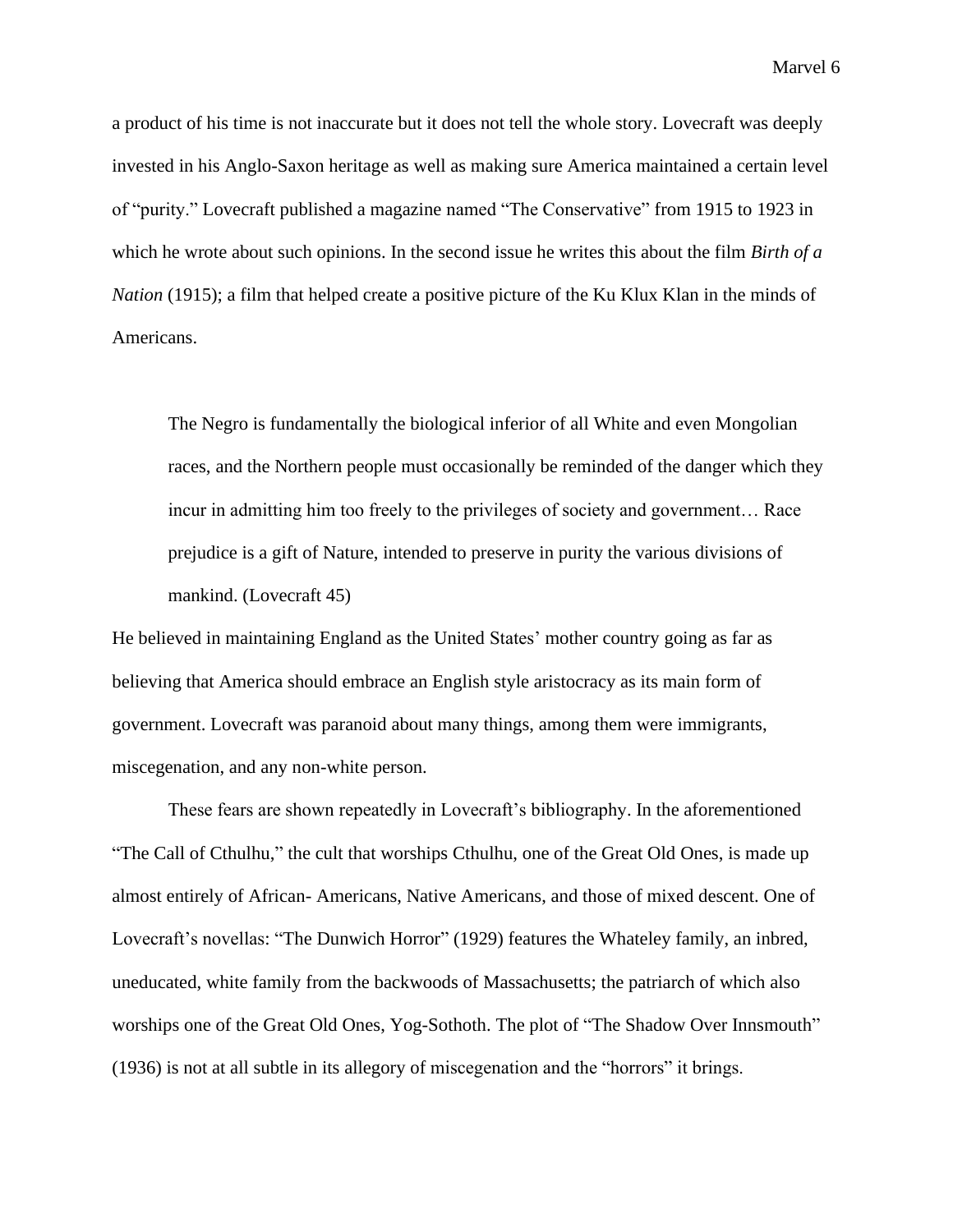a product of his time is not inaccurate but it does not tell the whole story. Lovecraft was deeply invested in his Anglo-Saxon heritage as well as making sure America maintained a certain level of "purity." Lovecraft published a magazine named "The Conservative" from 1915 to 1923 in which he wrote about such opinions. In the second issue he writes this about the film *Birth of a Nation* (1915); a film that helped create a positive picture of the Ku Klux Klan in the minds of Americans.

> The Negro is fundamentally the biological inferior of all White and even Mongolian races, and the Northern people must occasionally be reminded of the danger which they incur in admitting him too freely to the privileges of society and government… Race prejudice is a gift of Nature, intended to preserve in purity the various divisions of mankind. (Lovecraft 45)

He believed in maintaining England as the United States' mother country going as far as believing that America should embrace an English style aristocracy as its main form of government. Lovecraft was paranoid about many things, among them were immigrants, miscegenation, and any non-white person.

These fears are shown repeatedly in Lovecraft's bibliography. In the aforementioned "The Call of Cthulhu," the cult that worships Cthulhu, one of the Great Old Ones, is made up almost entirely of African- Americans, Native Americans, and those of mixed descent. One of Lovecraft's novellas: "The Dunwich Horror" (1929) features the Whateley family, an inbred, uneducated, white family from the backwoods of Massachusetts; the patriarch of which also worships one of the Great Old Ones, Yog-Sothoth. The plot of "The Shadow Over Innsmouth" (1936) is not at all subtle in its allegory of miscegenation and the "horrors" it brings.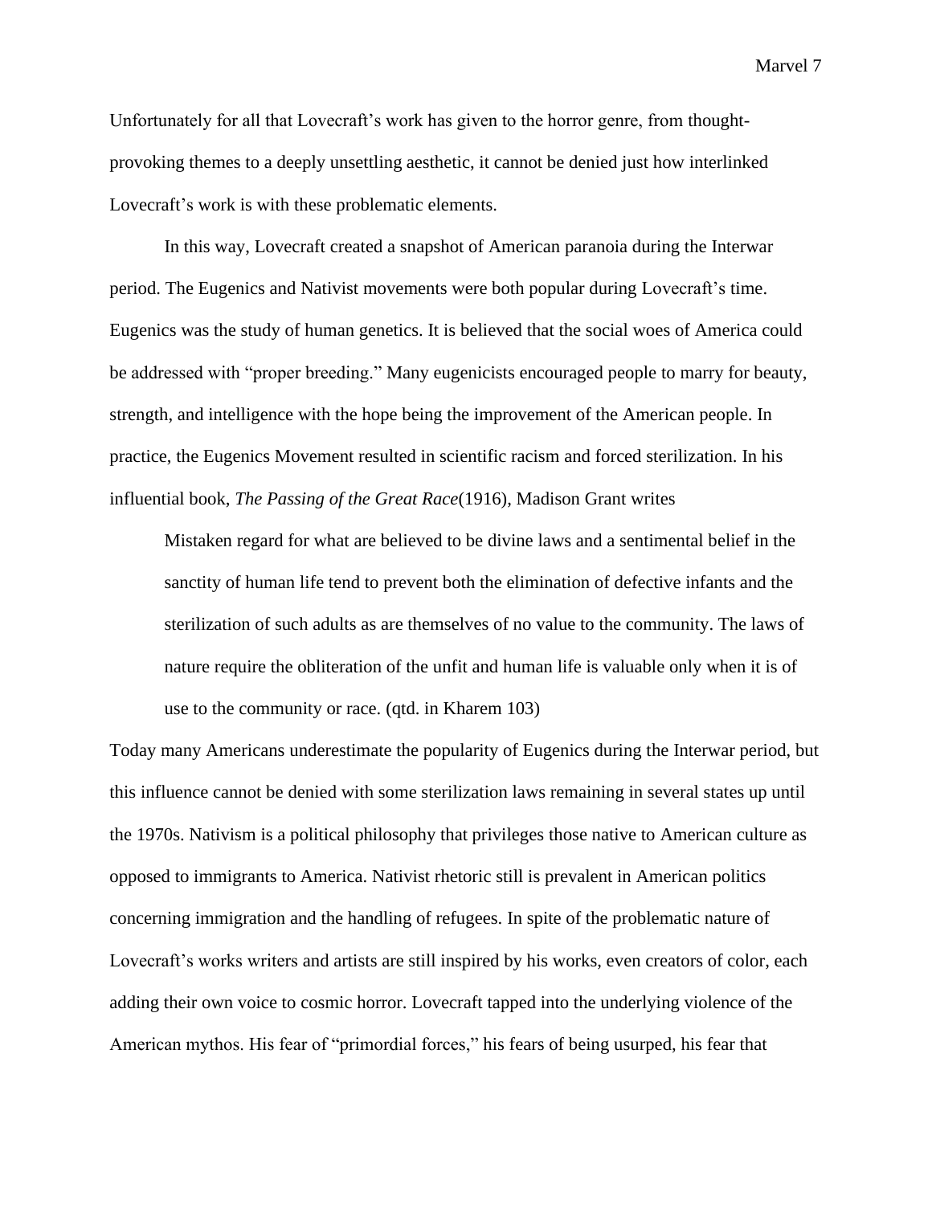Unfortunately for all that Lovecraft's work has given to the horror genre, from thought-provoking themes to a deeply unsettling aesthetic, it cannot be denied just how interlinked Lovecraft's work is with these problematic elements.

In this way, Lovecraft created a snapshot of American paranoia during the Interwar period. The Eugenics and Nativist movements were both popular during Lovecraft's time. Eugenics was the study of human genetics. It is believed that the social woes of America could be addressed with "proper breeding." Many eugenicists encouraged people to marry for beauty, strength, and intelligence with the hope being the improvement of the American people. In practice, the Eugenics Movement resulted in scientific racism and forced sterilization. In his influential book, *The Passing of the Great Race*(1916), Madison Grant writes

> Mistaken regard for what are believed to be divine laws and a sentimental belief in the sanctity of human life tend to prevent both the elimination of defective infants and the sterilization of such adults as are themselves of no value to the community. The laws of nature require the obliteration of the unfit and human life is valuable only when it is of use to the community or race. (qtd. in Kharem 103)

Today many Americans underestimate the popularity of Eugenics during the Interwar period, but this influence cannot be denied with some sterilization laws remaining in several states up until the 1970s. Nativism is a political philosophy that privileges those native to American culture as opposed to immigrants to America. Nativist rhetoric still is prevalent in American politics concerning immigration and the handling of refugees. In spite of the problematic nature of Lovecraft's works writers and artists are still inspired by his works, even creators of color, each adding their own voice to cosmic horror. Lovecraft tapped into the underlying violence of the American mythos. His fear of "primordial forces," his fears of being usurped, his fear that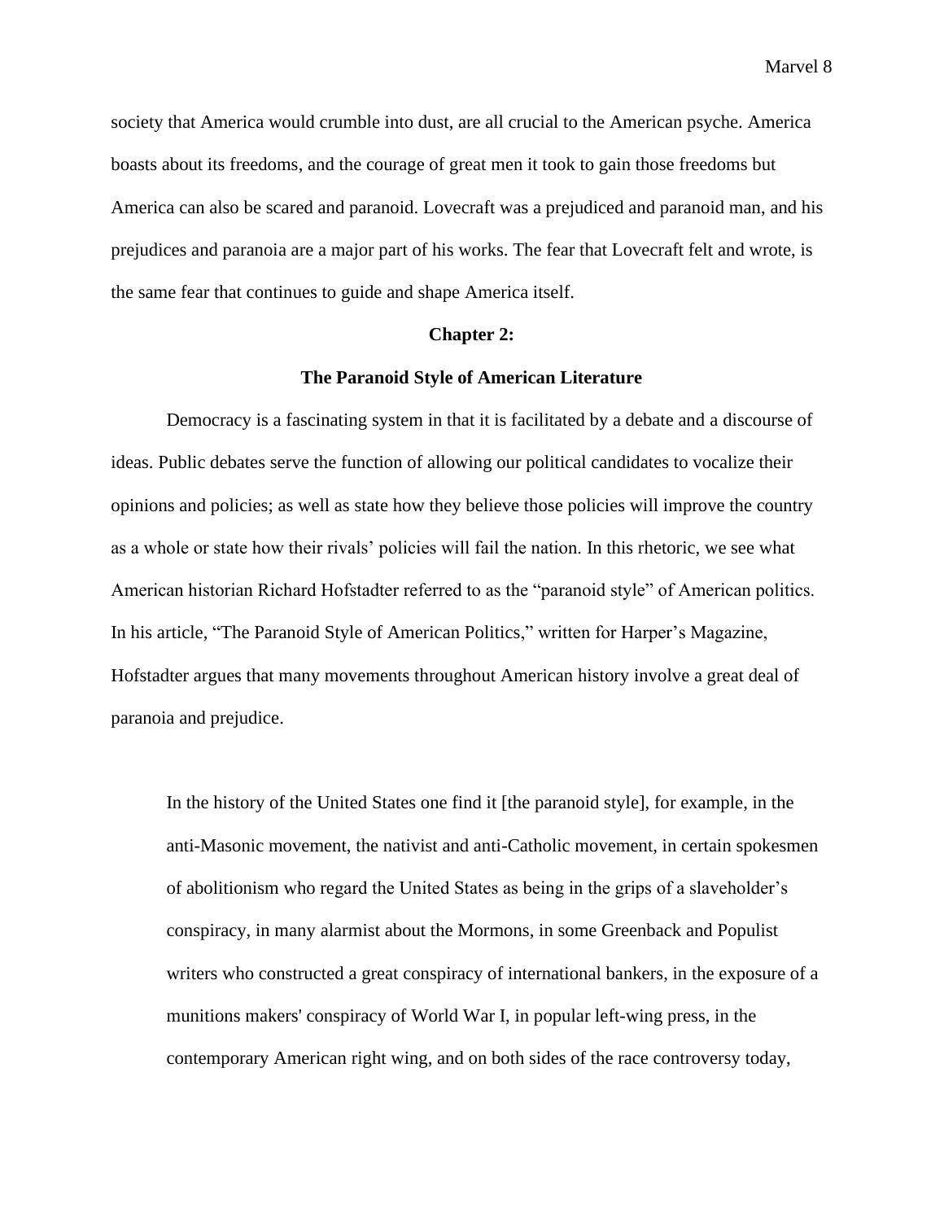society that America would crumble into dust, are all crucial to the American psyche. America boasts about its freedoms, and the courage of great men it took to gain those freedoms but America can also be scared and paranoid. Lovecraft was a prejudiced and paranoid man, and his prejudices and paranoia are a major part of his works. The fear that Lovecraft felt and wrote, is the same fear that continues to guide and shape America itself.

## Chapter 2:

## The Paranoid Style of American Literature

Democracy is a fascinating system in that it is facilitated by a debate and a discourse of ideas. Public debates serve the function of allowing our political candidates to vocalize their opinions and policies; as well as state how they believe those policies will improve the country as a whole or state how their rivals' policies will fail the nation. In this rhetoric, we see what American historian Richard Hofstadter referred to as the "paranoid style" of American politics. In his article, "The Paranoid Style of American Politics," written for Harper's Magazine, Hofstadter argues that many movements throughout American history involve a great deal of paranoia and prejudice.

> In the history of the United States one find it [the paranoid style], for example, in the anti-Masonic movement, the nativist and anti-Catholic movement, in certain spokesmen of abolitionism who regard the United States as being in the grips of a slaveholder's conspiracy, in many alarmist about the Mormons, in some Greenback and Populist writers who constructed a great conspiracy of international bankers, in the exposure of a munitions makers' conspiracy of World War I, in popular left-wing press, in the contemporary American right wing, and on both sides of the race controversy today,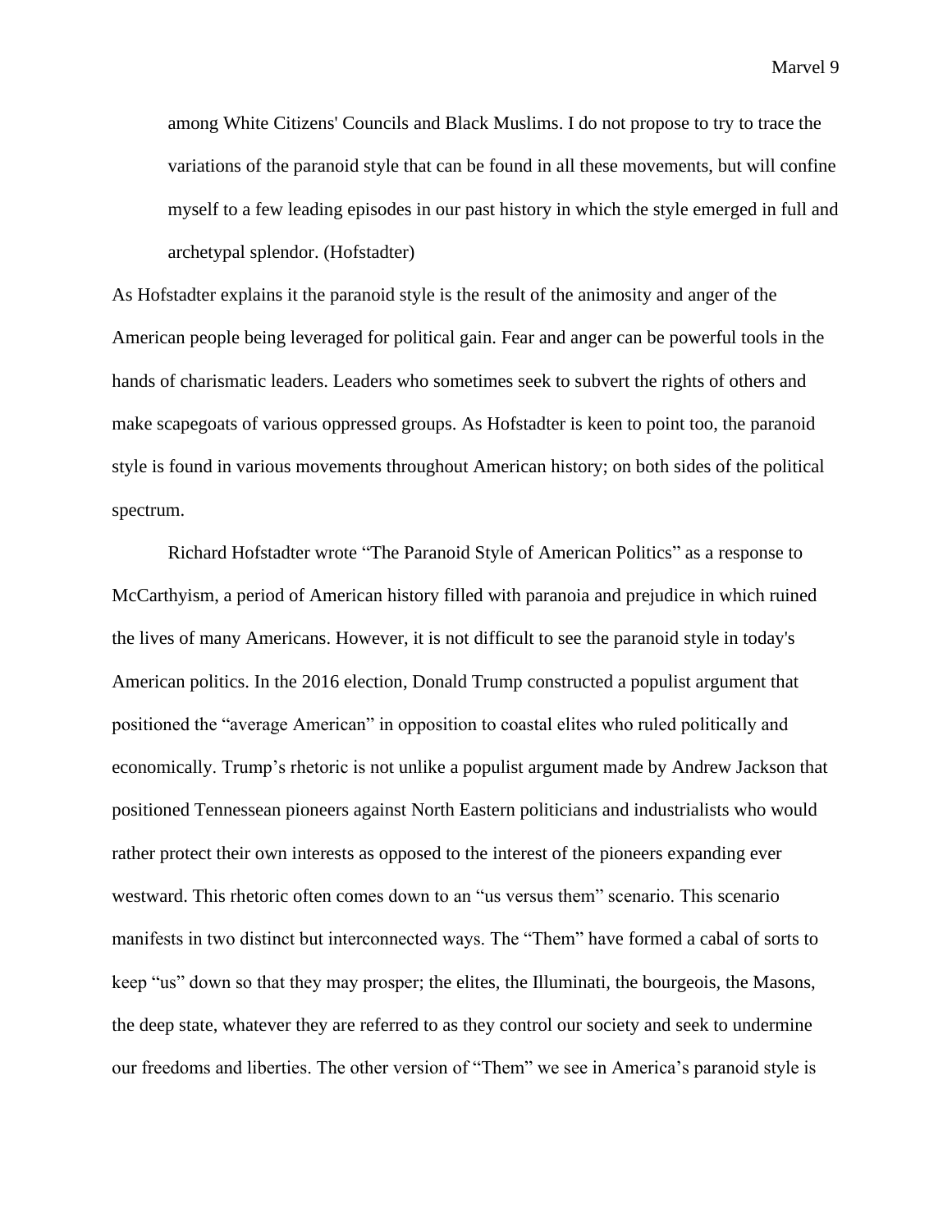> among White Citizens' Councils and Black Muslims. I do not propose to try to trace the variations of the paranoid style that can be found in all these movements, but will confine myself to a few leading episodes in our past history in which the style emerged in full and archetypal splendor. (Hofstadter)

As Hofstadter explains it the paranoid style is the result of the animosity and anger of the American people being leveraged for political gain. Fear and anger can be powerful tools in the hands of charismatic leaders. Leaders who sometimes seek to subvert the rights of others and make scapegoats of various oppressed groups. As Hofstadter is keen to point too, the paranoid style is found in various movements throughout American history; on both sides of the political spectrum.

Richard Hofstadter wrote "The Paranoid Style of American Politics" as a response to McCarthyism, a period of American history filled with paranoia and prejudice in which ruined the lives of many Americans. However, it is not difficult to see the paranoid style in today's American politics. In the 2016 election, Donald Trump constructed a populist argument that positioned the "average American" in opposition to coastal elites who ruled politically and economically. Trump's rhetoric is not unlike a populist argument made by Andrew Jackson that positioned Tennessean pioneers against North Eastern politicians and industrialists who would rather protect their own interests as opposed to the interest of the pioneers expanding ever westward. This rhetoric often comes down to an "us versus them" scenario. This scenario manifests in two distinct but interconnected ways. The "Them" have formed a cabal of sorts to keep "us" down so that they may prosper; the elites, the Illuminati, the bourgeois, the Masons, the deep state, whatever they are referred to as they control our society and seek to undermine our freedoms and liberties. The other version of "Them" we see in America's paranoid style is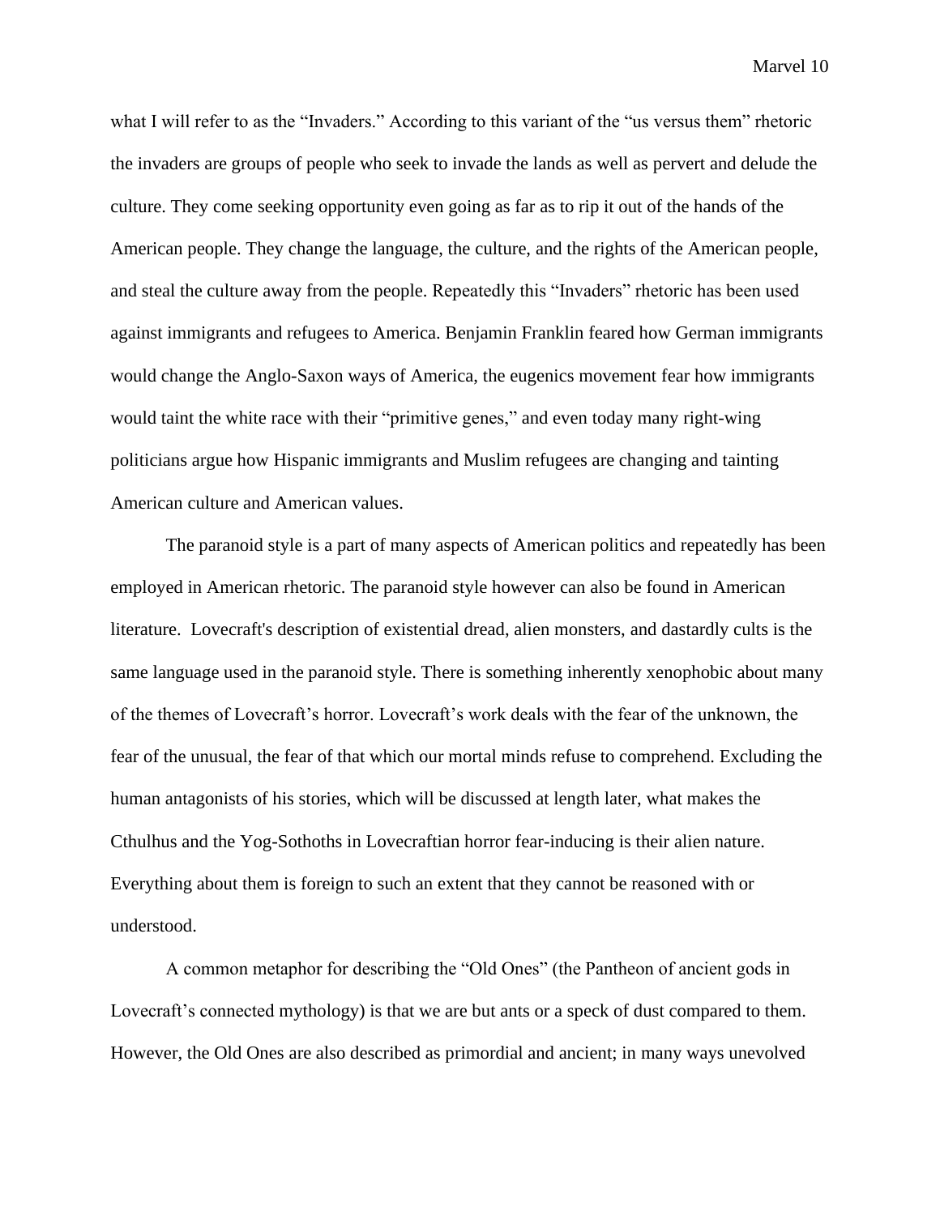what I will refer to as the "Invaders." According to this variant of the "us versus them" rhetoric the invaders are groups of people who seek to invade the lands as well as pervert and delude the culture. They come seeking opportunity even going as far as to rip it out of the hands of the American people. They change the language, the culture, and the rights of the American people, and steal the culture away from the people. Repeatedly this "Invaders" rhetoric has been used against immigrants and refugees to America. Benjamin Franklin feared how German immigrants would change the Anglo-Saxon ways of America, the eugenics movement fear how immigrants would taint the white race with their "primitive genes," and even today many right-wing politicians argue how Hispanic immigrants and Muslim refugees are changing and tainting American culture and American values.

The paranoid style is a part of many aspects of American politics and repeatedly has been employed in American rhetoric. The paranoid style however can also be found in American literature.  Lovecraft's description of existential dread, alien monsters, and dastardly cults is the same language used in the paranoid style. There is something inherently xenophobic about many of the themes of Lovecraft's horror. Lovecraft's work deals with the fear of the unknown, the fear of the unusual, the fear of that which our mortal minds refuse to comprehend. Excluding the human antagonists of his stories, which will be discussed at length later, what makes the Cthulhus and the Yog-Sothoths in Lovecraftian horror fear-inducing is their alien nature. Everything about them is foreign to such an extent that they cannot be reasoned with or understood.

A common metaphor for describing the "Old Ones" (the Pantheon of ancient gods in Lovecraft's connected mythology) is that we are but ants or a speck of dust compared to them. However, the Old Ones are also described as primordial and ancient; in many ways unevolved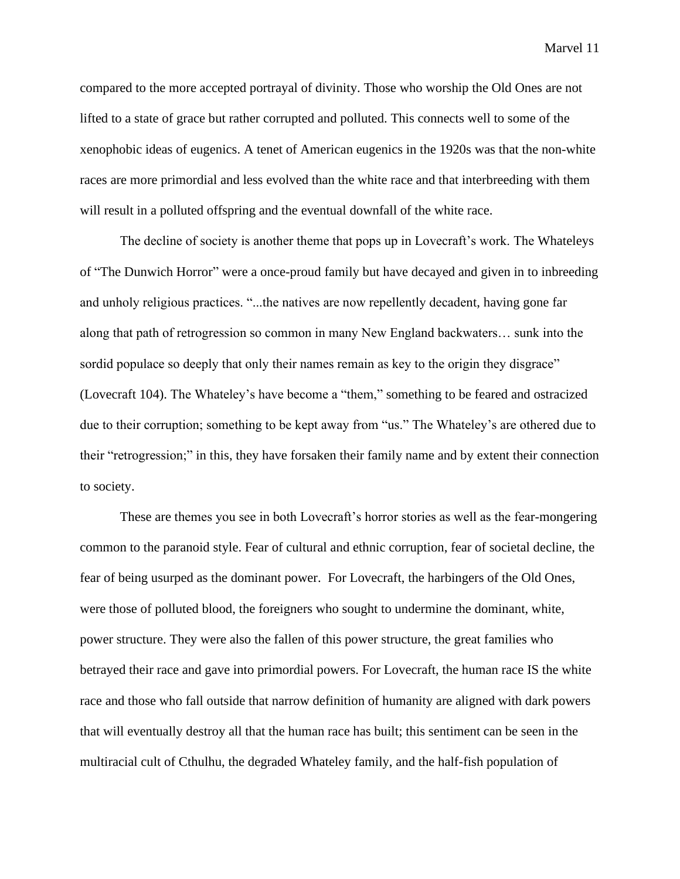compared to the more accepted portrayal of divinity. Those who worship the Old Ones are not lifted to a state of grace but rather corrupted and polluted. This connects well to some of the xenophobic ideas of eugenics. A tenet of American eugenics in the 1920s was that the non-white races are more primordial and less evolved than the white race and that interbreeding with them will result in a polluted offspring and the eventual downfall of the white race.

The decline of society is another theme that pops up in Lovecraft's work. The Whateleys of "The Dunwich Horror" were a once-proud family but have decayed and given in to inbreeding and unholy religious practices. "...the natives are now repellently decadent, having gone far along that path of retrogression so common in many New England backwaters… sunk into the sordid populace so deeply that only their names remain as key to the origin they disgrace" (Lovecraft 104). The Whateley's have become a "them," something to be feared and ostracized due to their corruption; something to be kept away from "us." The Whateley's are othered due to their "retrogression;" in this, they have forsaken their family name and by extent their connection to society.

These are themes you see in both Lovecraft's horror stories as well as the fear-mongering common to the paranoid style. Fear of cultural and ethnic corruption, fear of societal decline, the fear of being usurped as the dominant power. For Lovecraft, the harbingers of the Old Ones, were those of polluted blood, the foreigners who sought to undermine the dominant, white, power structure. They were also the fallen of this power structure, the great families who betrayed their race and gave into primordial powers. For Lovecraft, the human race IS the white race and those who fall outside that narrow definition of humanity are aligned with dark powers that will eventually destroy all that the human race has built; this sentiment can be seen in the multiracial cult of Cthulhu, the degraded Whateley family, and the half-fish population of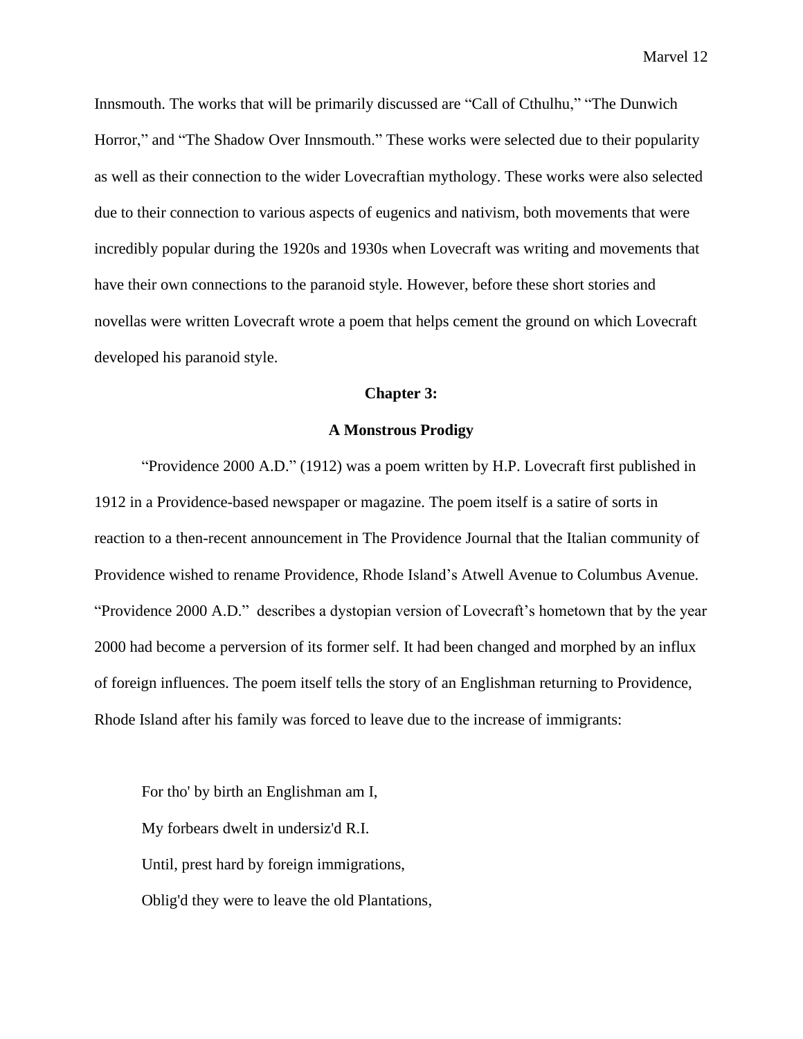Innsmouth. The works that will be primarily discussed are "Call of Cthulhu," "The Dunwich Horror," and "The Shadow Over Innsmouth." These works were selected due to their popularity as well as their connection to the wider Lovecraftian mythology. These works were also selected due to their connection to various aspects of eugenics and nativism, both movements that were incredibly popular during the 1920s and 1930s when Lovecraft was writing and movements that have their own connections to the paranoid style. However, before these short stories and novellas were written Lovecraft wrote a poem that helps cement the ground on which Lovecraft developed his paranoid style.

## Chapter 3:

## A Monstrous Prodigy

"Providence 2000 A.D." (1912) was a poem written by H.P. Lovecraft first published in 1912 in a Providence-based newspaper or magazine. The poem itself is a satire of sorts in reaction to a then-recent announcement in The Providence Journal that the Italian community of Providence wished to rename Providence, Rhode Island's Atwell Avenue to Columbus Avenue. "Providence 2000 A.D." describes a dystopian version of Lovecraft's hometown that by the year 2000 had become a perversion of its former self. It had been changed and morphed by an influx of foreign influences. The poem itself tells the story of an Englishman returning to Providence, Rhode Island after his family was forced to leave due to the increase of immigrants:

> For tho' by birth an Englishman am I,
>
> My forbears dwelt in undersiz'd R.I.
>
> Until, prest hard by foreign immigrations,
>
> Oblig'd they were to leave the old Plantations,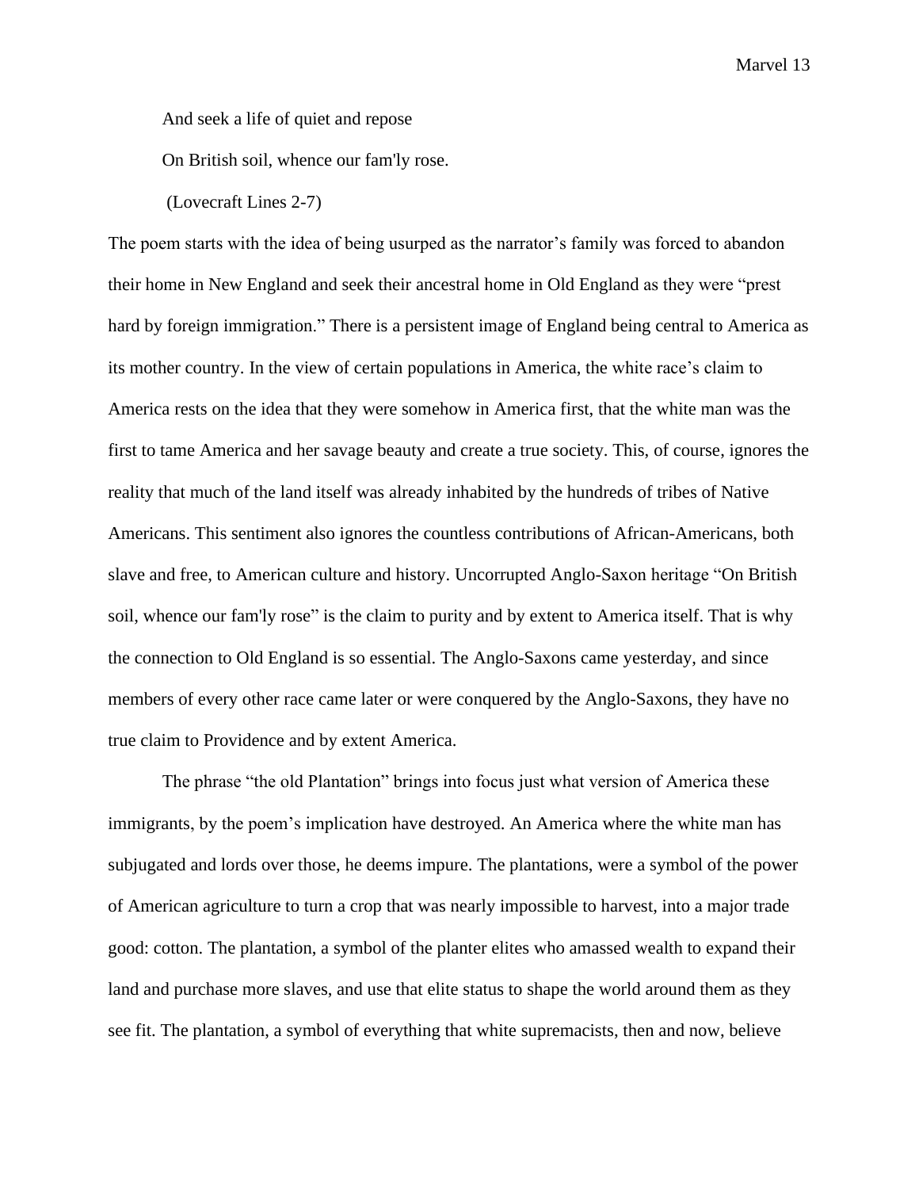> And seek a life of quiet and repose
>
> On British soil, whence our fam'ly rose.
>
> (Lovecraft Lines 2-7)

The poem starts with the idea of being usurped as the narrator's family was forced to abandon their home in New England and seek their ancestral home in Old England as they were "prest hard by foreign immigration." There is a persistent image of England being central to America as its mother country. In the view of certain populations in America, the white race's claim to America rests on the idea that they were somehow in America first, that the white man was the first to tame America and her savage beauty and create a true society. This, of course, ignores the reality that much of the land itself was already inhabited by the hundreds of tribes of Native Americans. This sentiment also ignores the countless contributions of African-Americans, both slave and free, to American culture and history. Uncorrupted Anglo-Saxon heritage "On British soil, whence our fam'ly rose" is the claim to purity and by extent to America itself. That is why the connection to Old England is so essential. The Anglo-Saxons came yesterday, and since members of every other race came later or were conquered by the Anglo-Saxons, they have no true claim to Providence and by extent America.

The phrase "the old Plantation" brings into focus just what version of America these immigrants, by the poem's implication have destroyed. An America where the white man has subjugated and lords over those, he deems impure. The plantations, were a symbol of the power of American agriculture to turn a crop that was nearly impossible to harvest, into a major trade good: cotton. The plantation, a symbol of the planter elites who amassed wealth to expand their land and purchase more slaves, and use that elite status to shape the world around them as they see fit. The plantation, a symbol of everything that white supremacists, then and now, believe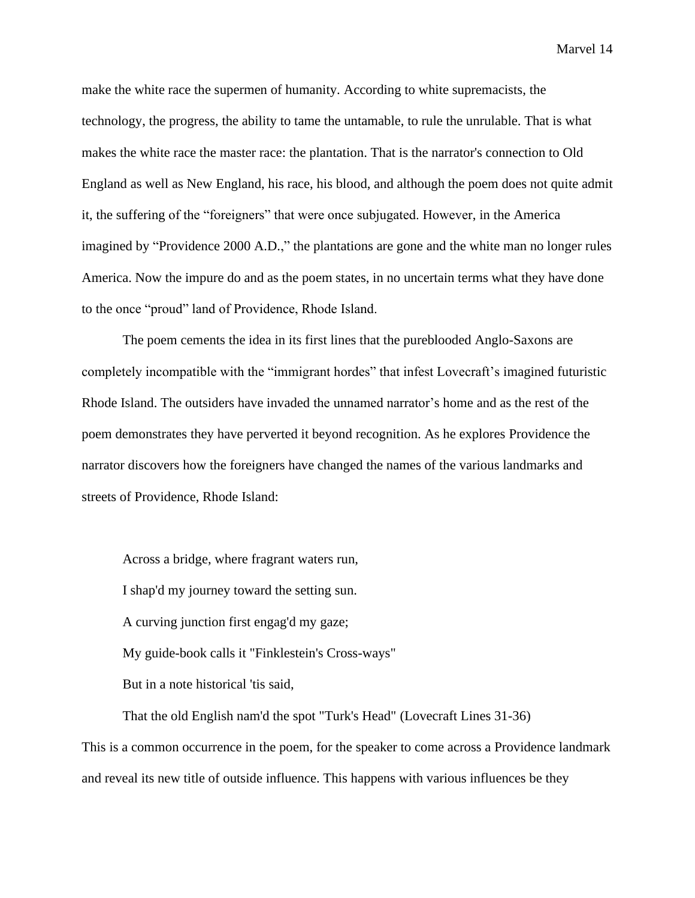make the white race the supermen of humanity. According to white supremacists, the technology, the progress, the ability to tame the untamable, to rule the unrulable. That is what makes the white race the master race: the plantation. That is the narrator's connection to Old England as well as New England, his race, his blood, and although the poem does not quite admit it, the suffering of the "foreigners" that were once subjugated. However, in the America imagined by "Providence 2000 A.D.," the plantations are gone and the white man no longer rules America. Now the impure do and as the poem states, in no uncertain terms what they have done to the once "proud" land of Providence, Rhode Island.

The poem cements the idea in its first lines that the pureblooded Anglo-Saxons are completely incompatible with the "immigrant hordes" that infest Lovecraft's imagined futuristic Rhode Island. The outsiders have invaded the unnamed narrator's home and as the rest of the poem demonstrates they have perverted it beyond recognition. As he explores Providence the narrator discovers how the foreigners have changed the names of the various landmarks and streets of Providence, Rhode Island:

> Across a bridge, where fragrant waters run,
>
> I shap'd my journey toward the setting sun.
>
> A curving junction first engag'd my gaze;
>
> My guide-book calls it "Finklestein's Cross-ways"
>
> But in a note historical 'tis said,
>
> That the old English nam'd the spot "Turk's Head" (Lovecraft Lines 31-36)

This is a common occurrence in the poem, for the speaker to come across a Providence landmark and reveal its new title of outside influence. This happens with various influences be they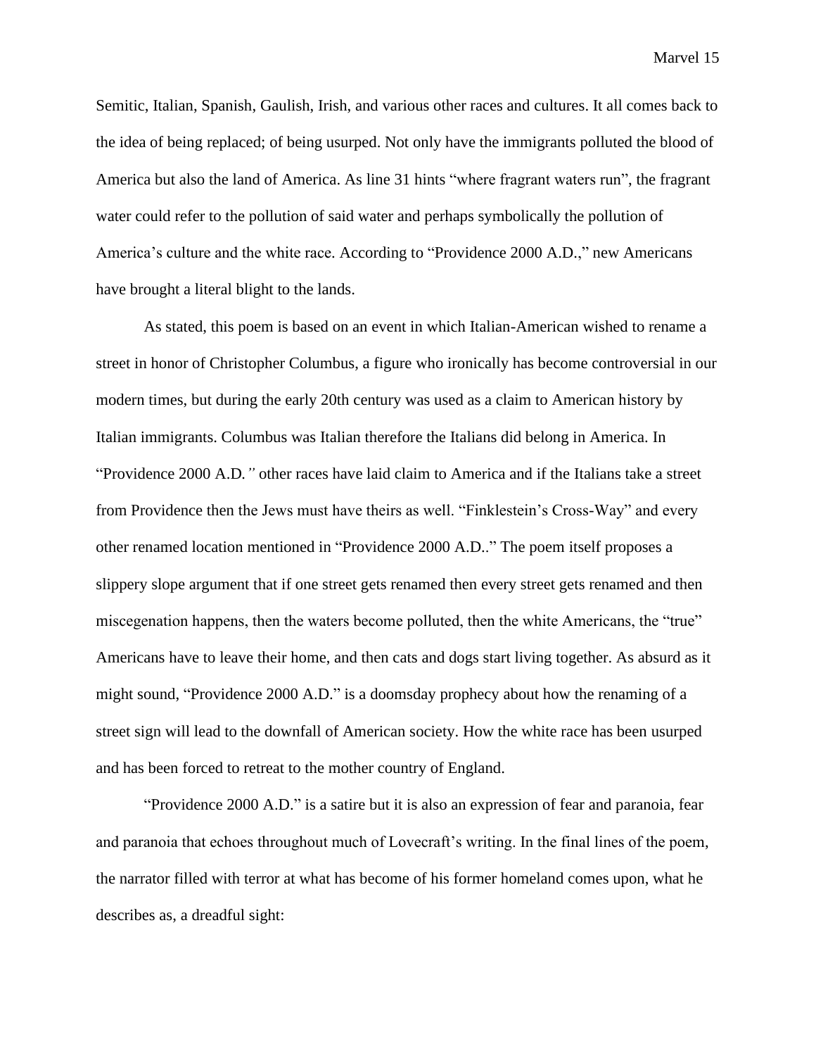Semitic, Italian, Spanish, Gaulish, Irish, and various other races and cultures. It all comes back to the idea of being replaced; of being usurped. Not only have the immigrants polluted the blood of America but also the land of America. As line 31 hints "where fragrant waters run", the fragrant water could refer to the pollution of said water and perhaps symbolically the pollution of America's culture and the white race. According to "Providence 2000 A.D.," new Americans have brought a literal blight to the lands.

As stated, this poem is based on an event in which Italian-American wished to rename a street in honor of Christopher Columbus, a figure who ironically has become controversial in our modern times, but during the early 20th century was used as a claim to American history by Italian immigrants. Columbus was Italian therefore the Italians did belong in America. In "Providence 2000 A.D.*"* other races have laid claim to America and if the Italians take a street from Providence then the Jews must have theirs as well. "Finklestein's Cross-Way" and every other renamed location mentioned in "Providence 2000 A.D.." The poem itself proposes a slippery slope argument that if one street gets renamed then every street gets renamed and then miscegenation happens, then the waters become polluted, then the white Americans, the "true" Americans have to leave their home, and then cats and dogs start living together. As absurd as it might sound, "Providence 2000 A.D." is a doomsday prophecy about how the renaming of a street sign will lead to the downfall of American society. How the white race has been usurped and has been forced to retreat to the mother country of England.

"Providence 2000 A.D." is a satire but it is also an expression of fear and paranoia, fear and paranoia that echoes throughout much of Lovecraft's writing. In the final lines of the poem, the narrator filled with terror at what has become of his former homeland comes upon, what he describes as, a dreadful sight: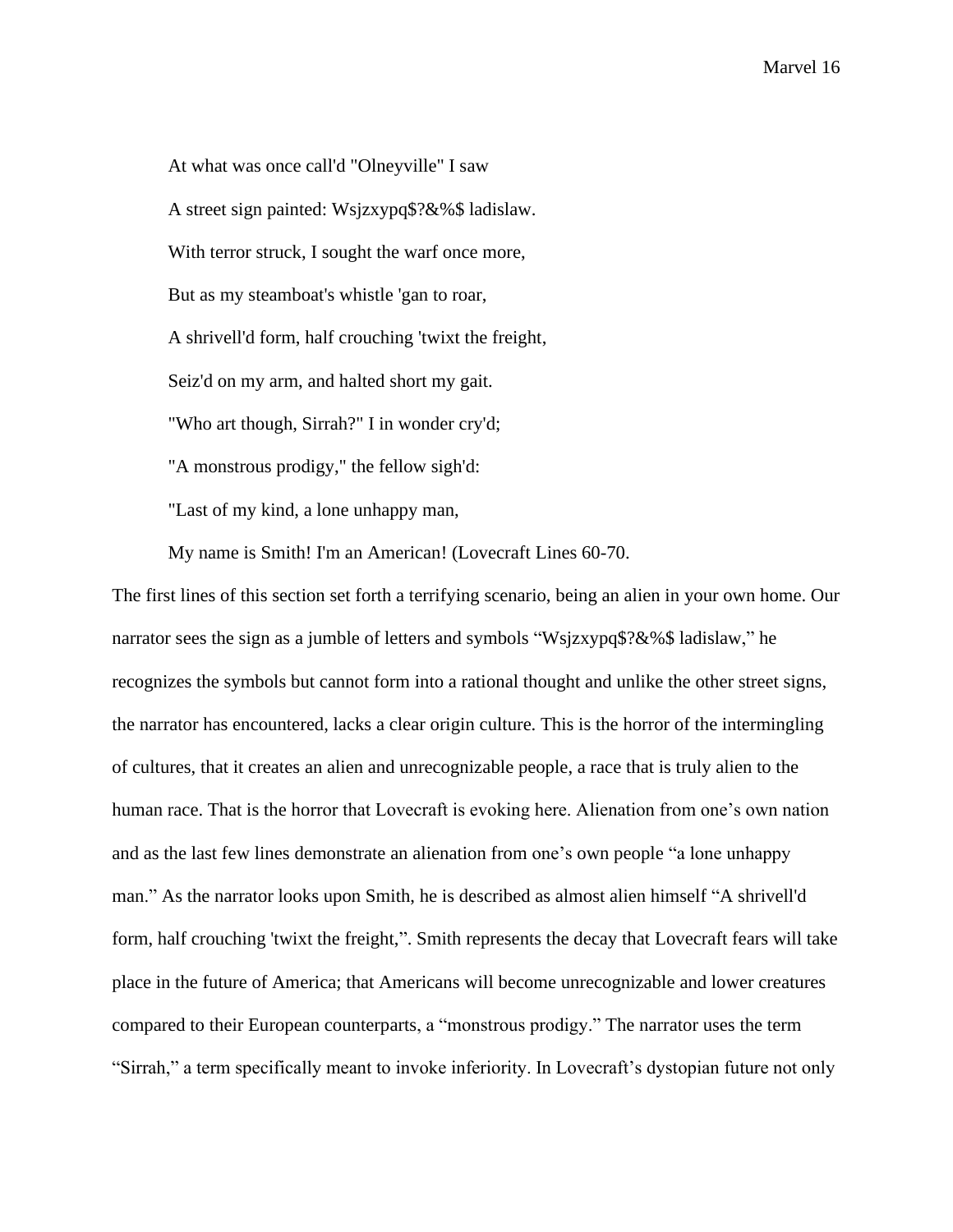At what was once call'd "Olneyville" I saw

A street sign painted: Wsjzxypq$?&%$ ladislaw.

With terror struck, I sought the warf once more,

But as my steamboat's whistle 'gan to roar,

A shrivell'd form, half crouching 'twixt the freight,

Seiz'd on my arm, and halted short my gait.

"Who art though, Sirrah?" I in wonder cry'd;

"A monstrous prodigy," the fellow sigh'd:

"Last of my kind, a lone unhappy man,

My name is Smith! I'm an American! (Lovecraft Lines 60-70.

The first lines of this section set forth a terrifying scenario, being an alien in your own home. Our narrator sees the sign as a jumble of letters and symbols "Wsjzxypq$?&%$ ladislaw," he recognizes the symbols but cannot form into a rational thought and unlike the other street signs, the narrator has encountered, lacks a clear origin culture. This is the horror of the intermingling of cultures, that it creates an alien and unrecognizable people, a race that is truly alien to the human race. That is the horror that Lovecraft is evoking here. Alienation from one's own nation and as the last few lines demonstrate an alienation from one's own people "a lone unhappy man." As the narrator looks upon Smith, he is described as almost alien himself "A shrivell'd form, half crouching 'twixt the freight,". Smith represents the decay that Lovecraft fears will take place in the future of America; that Americans will become unrecognizable and lower creatures compared to their European counterparts, a "monstrous prodigy." The narrator uses the term "Sirrah," a term specifically meant to invoke inferiority. In Lovecraft's dystopian future not only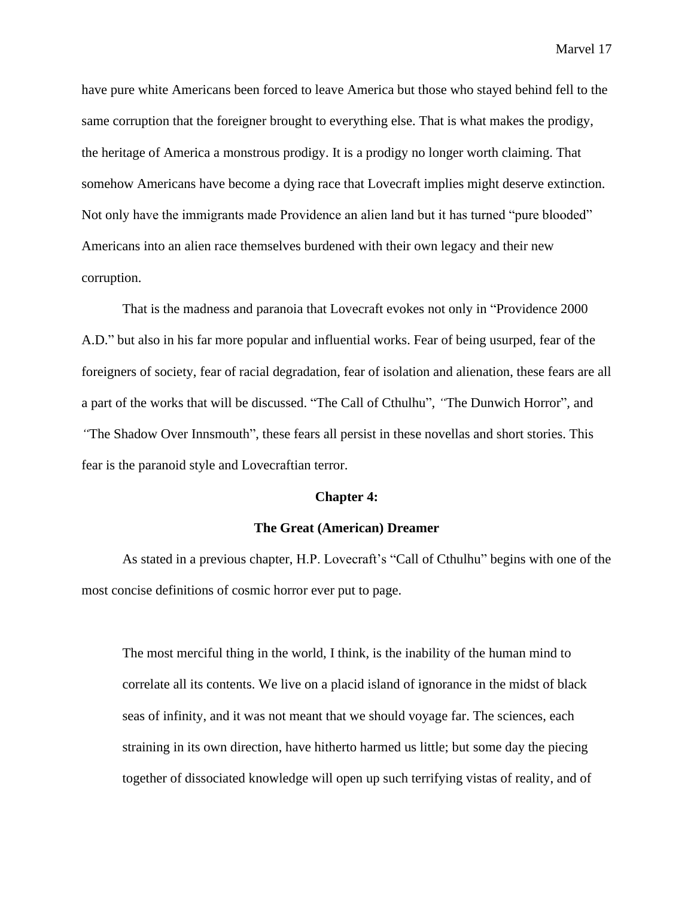have pure white Americans been forced to leave America but those who stayed behind fell to the same corruption that the foreigner brought to everything else. That is what makes the prodigy, the heritage of America a monstrous prodigy. It is a prodigy no longer worth claiming. That somehow Americans have become a dying race that Lovecraft implies might deserve extinction. Not only have the immigrants made Providence an alien land but it has turned "pure blooded" Americans into an alien race themselves burdened with their own legacy and their new corruption.

That is the madness and paranoia that Lovecraft evokes not only in "Providence 2000 A.D." but also in his far more popular and influential works. Fear of being usurped, fear of the foreigners of society, fear of racial degradation, fear of isolation and alienation, these fears are all a part of the works that will be discussed. "The Call of Cthulhu", "The Dunwich Horror", and "The Shadow Over Innsmouth", these fears all persist in these novellas and short stories. This fear is the paranoid style and Lovecraftian terror.

## Chapter 4:

## The Great (American) Dreamer

As stated in a previous chapter, H.P. Lovecraft's "Call of Cthulhu" begins with one of the most concise definitions of cosmic horror ever put to page.

> The most merciful thing in the world, I think, is the inability of the human mind to correlate all its contents. We live on a placid island of ignorance in the midst of black seas of infinity, and it was not meant that we should voyage far. The sciences, each straining in its own direction, have hitherto harmed us little; but some day the piecing together of dissociated knowledge will open up such terrifying vistas of reality, and of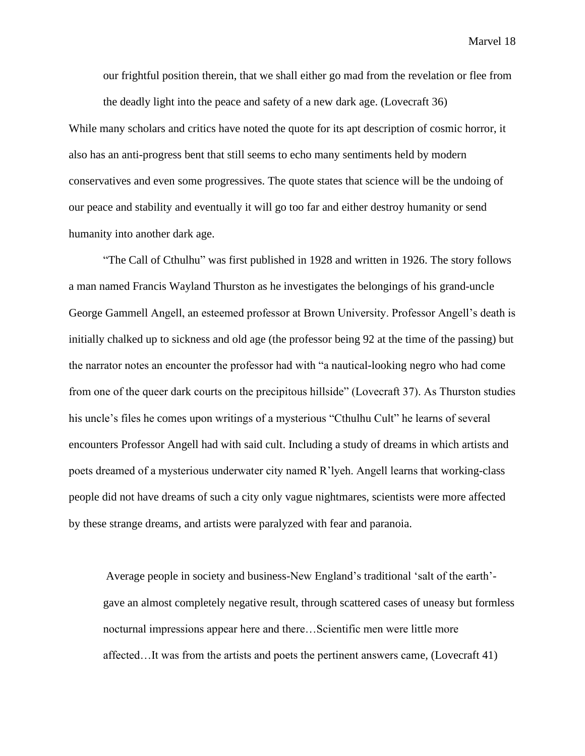> our frightful position therein, that we shall either go mad from the revelation or flee from the deadly light into the peace and safety of a new dark age. (Lovecraft 36)

While many scholars and critics have noted the quote for its apt description of cosmic horror, it also has an anti-progress bent that still seems to echo many sentiments held by modern conservatives and even some progressives. The quote states that science will be the undoing of our peace and stability and eventually it will go too far and either destroy humanity or send humanity into another dark age.

"The Call of Cthulhu" was first published in 1928 and written in 1926. The story follows a man named Francis Wayland Thurston as he investigates the belongings of his grand-uncle George Gammell Angell, an esteemed professor at Brown University. Professor Angell's death is initially chalked up to sickness and old age (the professor being 92 at the time of the passing) but the narrator notes an encounter the professor had with "a nautical-looking negro who had come from one of the queer dark courts on the precipitous hillside" (Lovecraft 37). As Thurston studies his uncle's files he comes upon writings of a mysterious "Cthulhu Cult" he learns of several encounters Professor Angell had with said cult. Including a study of dreams in which artists and poets dreamed of a mysterious underwater city named R'lyeh. Angell learns that working-class people did not have dreams of such a city only vague nightmares, scientists were more affected by these strange dreams, and artists were paralyzed with fear and paranoia.

> Average people in society and business-New England's traditional 'salt of the earth'-gave an almost completely negative result, through scattered cases of uneasy but formless nocturnal impressions appear here and there…Scientific men were little more affected…It was from the artists and poets the pertinent answers came, (Lovecraft 41)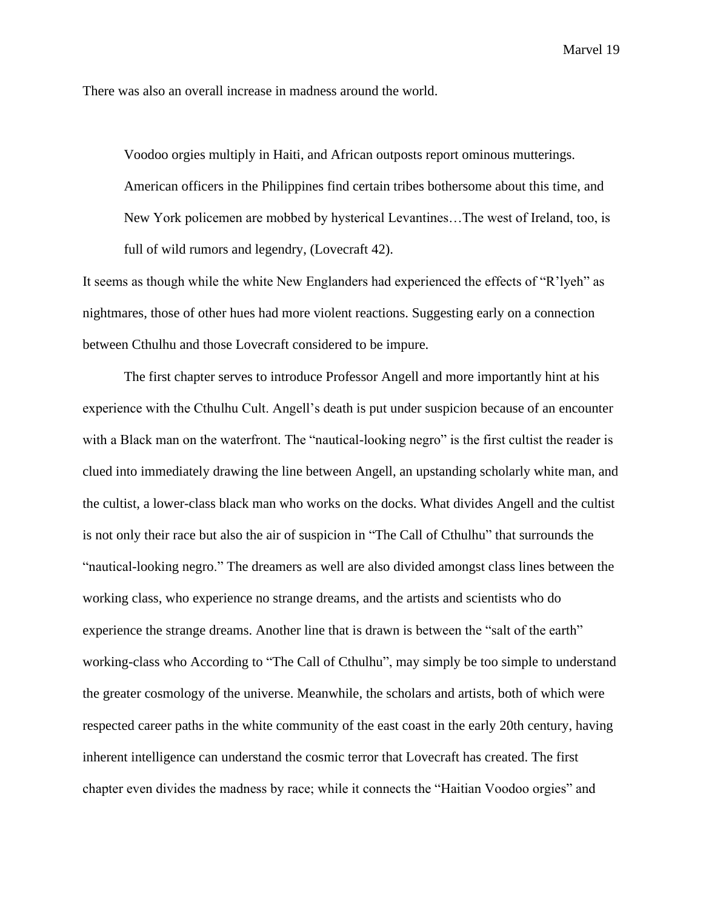There was also an overall increase in madness around the world.

> Voodoo orgies multiply in Haiti, and African outposts report ominous mutterings. American officers in the Philippines find certain tribes bothersome about this time, and New York policemen are mobbed by hysterical Levantines…The west of Ireland, too, is full of wild rumors and legendry, (Lovecraft 42).

It seems as though while the white New Englanders had experienced the effects of “R’lyeh” as nightmares, those of other hues had more violent reactions. Suggesting early on a connection between Cthulhu and those Lovecraft considered to be impure.

The first chapter serves to introduce Professor Angell and more importantly hint at his experience with the Cthulhu Cult. Angell’s death is put under suspicion because of an encounter with a Black man on the waterfront. The “nautical-looking negro” is the first cultist the reader is clued into immediately drawing the line between Angell, an upstanding scholarly white man, and the cultist, a lower-class black man who works on the docks. What divides Angell and the cultist is not only their race but also the air of suspicion in “The Call of Cthulhu” that surrounds the “nautical-looking negro.” The dreamers as well are also divided amongst class lines between the working class, who experience no strange dreams, and the artists and scientists who do experience the strange dreams. Another line that is drawn is between the “salt of the earth” working-class who According to “The Call of Cthulhu”, may simply be too simple to understand the greater cosmology of the universe. Meanwhile, the scholars and artists, both of which were respected career paths in the white community of the east coast in the early 20th century, having inherent intelligence can understand the cosmic terror that Lovecraft has created. The first chapter even divides the madness by race; while it connects the “Haitian Voodoo orgies” and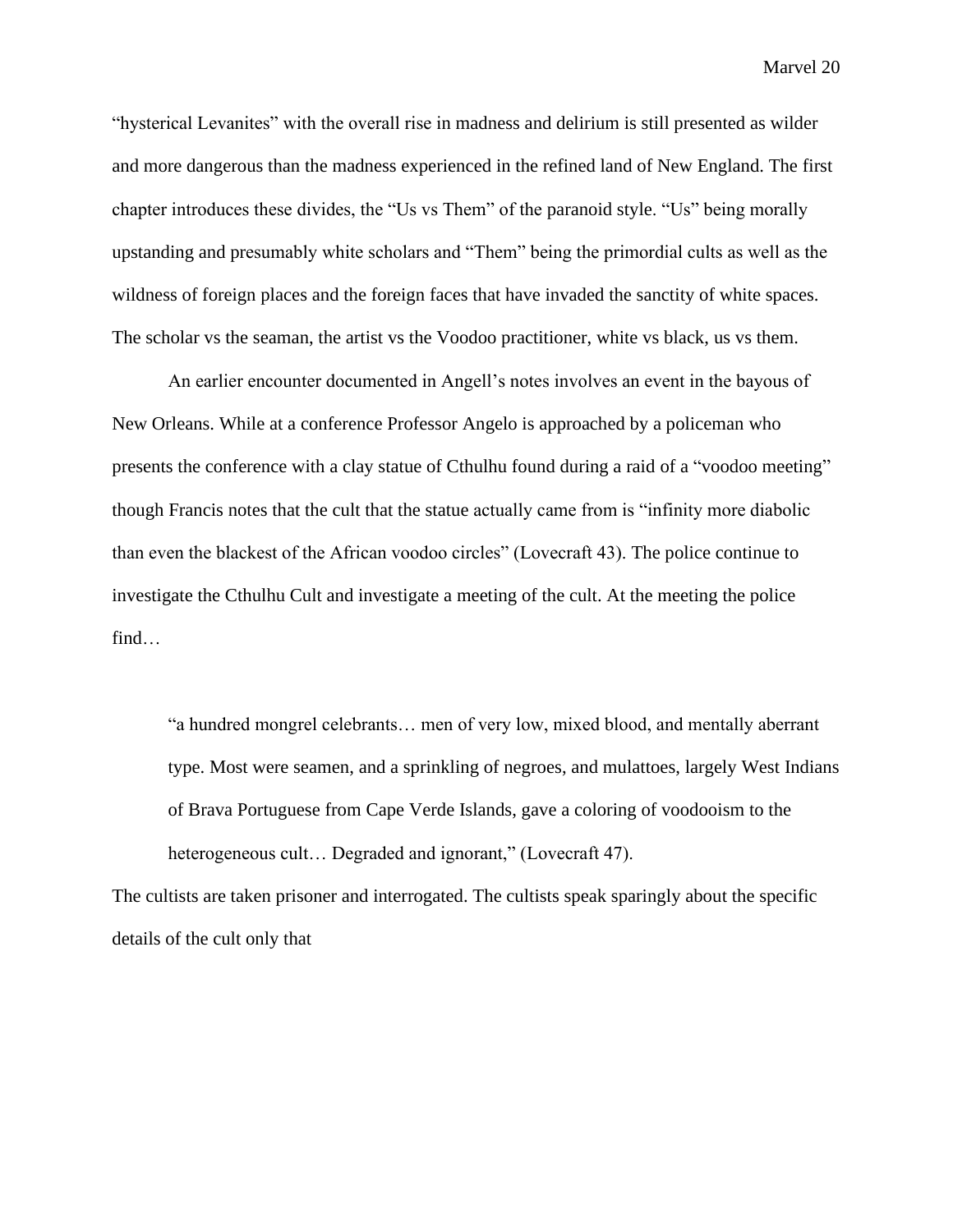"hysterical Levanites" with the overall rise in madness and delirium is still presented as wilder and more dangerous than the madness experienced in the refined land of New England. The first chapter introduces these divides, the "Us vs Them" of the paranoid style. "Us" being morally upstanding and presumably white scholars and "Them" being the primordial cults as well as the wildness of foreign places and the foreign faces that have invaded the sanctity of white spaces. The scholar vs the seaman, the artist vs the Voodoo practitioner, white vs black, us vs them.

An earlier encounter documented in Angell's notes involves an event in the bayous of New Orleans. While at a conference Professor Angelo is approached by a policeman who presents the conference with a clay statue of Cthulhu found during a raid of a "voodoo meeting" though Francis notes that the cult that the statue actually came from is "infinity more diabolic than even the blackest of the African voodoo circles" (Lovecraft 43). The police continue to investigate the Cthulhu Cult and investigate a meeting of the cult. At the meeting the police find…

> "a hundred mongrel celebrants… men of very low, mixed blood, and mentally aberrant type. Most were seamen, and a sprinkling of negroes, and mulattoes, largely West Indians of Brava Portuguese from Cape Verde Islands, gave a coloring of voodooism to the heterogeneous cult… Degraded and ignorant," (Lovecraft 47).

The cultists are taken prisoner and interrogated. The cultists speak sparingly about the specific details of the cult only that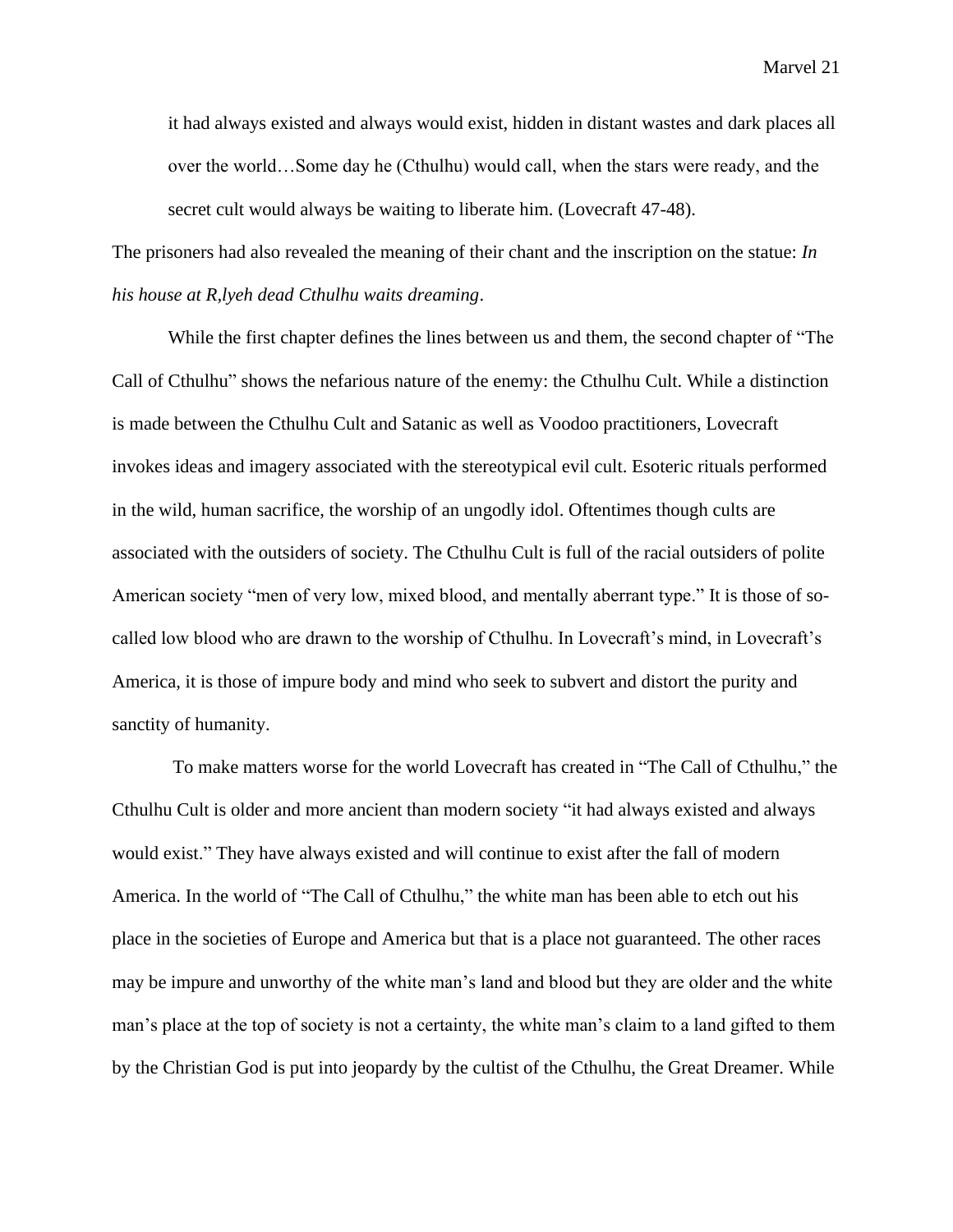> it had always existed and always would exist, hidden in distant wastes and dark places all over the world…Some day he (Cthulhu) would call, when the stars were ready, and the secret cult would always be waiting to liberate him. (Lovecraft 47-48).

The prisoners had also revealed the meaning of their chant and the inscription on the statue: *In his house at R,lyeh dead Cthulhu waits dreaming*.

While the first chapter defines the lines between us and them, the second chapter of "The Call of Cthulhu" shows the nefarious nature of the enemy: the Cthulhu Cult. While a distinction is made between the Cthulhu Cult and Satanic as well as Voodoo practitioners, Lovecraft invokes ideas and imagery associated with the stereotypical evil cult. Esoteric rituals performed in the wild, human sacrifice, the worship of an ungodly idol. Oftentimes though cults are associated with the outsiders of society. The Cthulhu Cult is full of the racial outsiders of polite American society "men of very low, mixed blood, and mentally aberrant type." It is those of so-called low blood who are drawn to the worship of Cthulhu. In Lovecraft's mind, in Lovecraft's America, it is those of impure body and mind who seek to subvert and distort the purity and sanctity of humanity.

To make matters worse for the world Lovecraft has created in "The Call of Cthulhu," the Cthulhu Cult is older and more ancient than modern society "it had always existed and always would exist." They have always existed and will continue to exist after the fall of modern America. In the world of "The Call of Cthulhu," the white man has been able to etch out his place in the societies of Europe and America but that is a place not guaranteed. The other races may be impure and unworthy of the white man's land and blood but they are older and the white man's place at the top of society is not a certainty, the white man's claim to a land gifted to them by the Christian God is put into jeopardy by the cultist of the Cthulhu, the Great Dreamer. While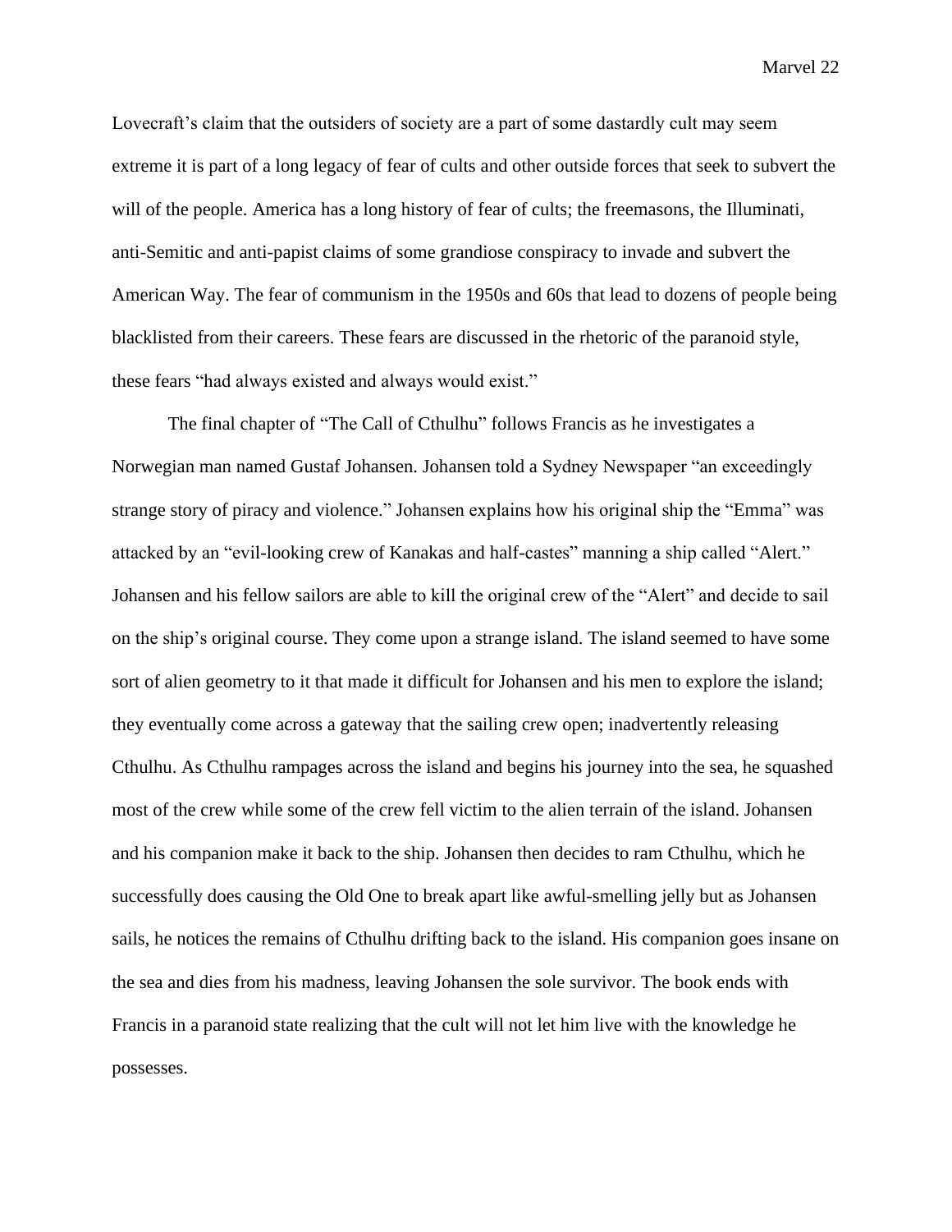Lovecraft's claim that the outsiders of society are a part of some dastardly cult may seem extreme it is part of a long legacy of fear of cults and other outside forces that seek to subvert the will of the people. America has a long history of fear of cults; the freemasons, the Illuminati, anti-Semitic and anti-papist claims of some grandiose conspiracy to invade and subvert the American Way. The fear of communism in the 1950s and 60s that lead to dozens of people being blacklisted from their careers. These fears are discussed in the rhetoric of the paranoid style, these fears "had always existed and always would exist."

The final chapter of "The Call of Cthulhu" follows Francis as he investigates a Norwegian man named Gustaf Johansen. Johansen told a Sydney Newspaper "an exceedingly strange story of piracy and violence." Johansen explains how his original ship the "Emma" was attacked by an "evil-looking crew of Kanakas and half-castes" manning a ship called "Alert." Johansen and his fellow sailors are able to kill the original crew of the "Alert" and decide to sail on the ship's original course. They come upon a strange island. The island seemed to have some sort of alien geometry to it that made it difficult for Johansen and his men to explore the island; they eventually come across a gateway that the sailing crew open; inadvertently releasing Cthulhu. As Cthulhu rampages across the island and begins his journey into the sea, he squashed most of the crew while some of the crew fell victim to the alien terrain of the island. Johansen and his companion make it back to the ship. Johansen then decides to ram Cthulhu, which he successfully does causing the Old One to break apart like awful-smelling jelly but as Johansen sails, he notices the remains of Cthulhu drifting back to the island. His companion goes insane on the sea and dies from his madness, leaving Johansen the sole survivor. The book ends with Francis in a paranoid state realizing that the cult will not let him live with the knowledge he possesses.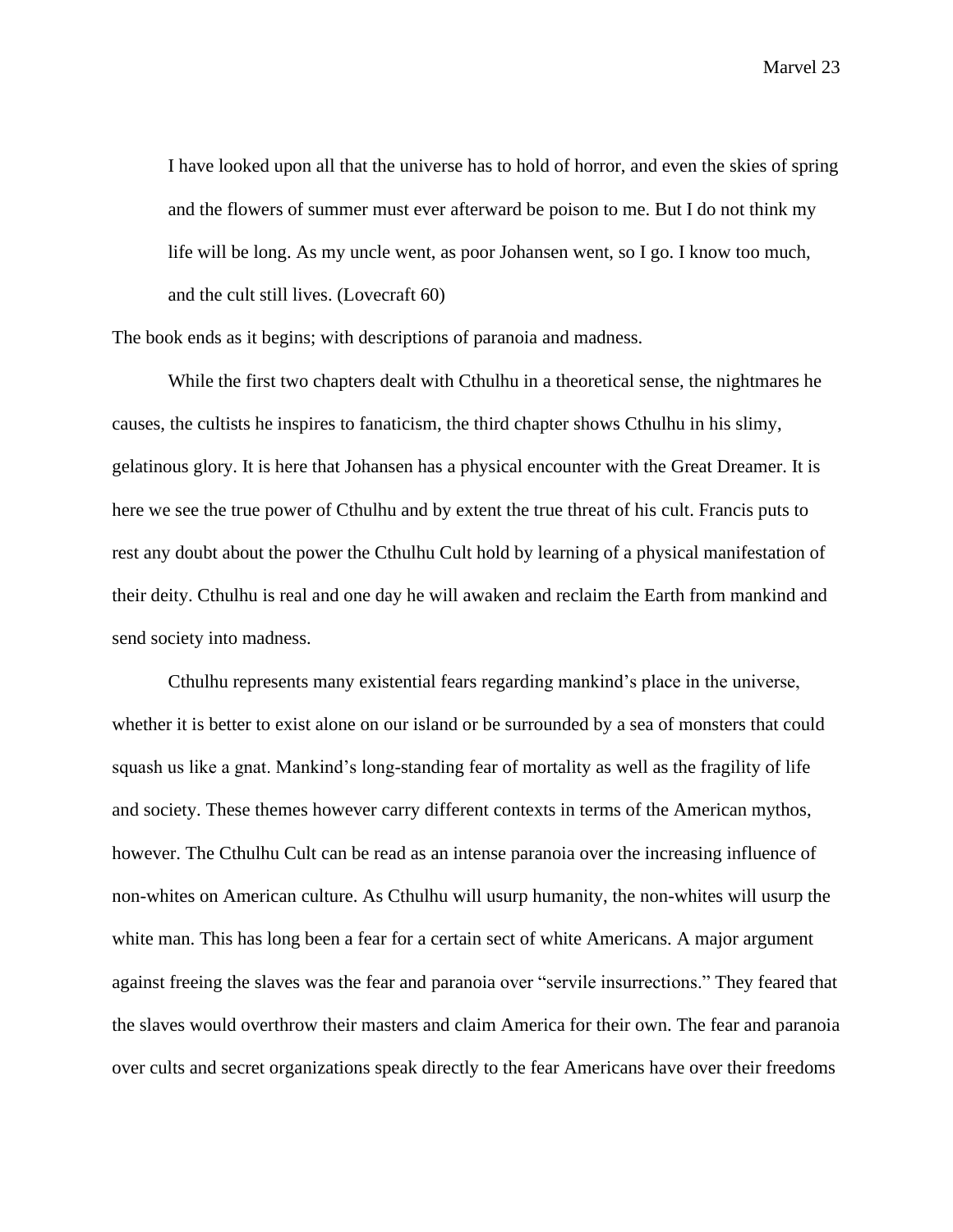> I have looked upon all that the universe has to hold of horror, and even the skies of spring and the flowers of summer must ever afterward be poison to me. But I do not think my life will be long. As my uncle went, as poor Johansen went, so I go. I know too much, and the cult still lives. (Lovecraft 60)

The book ends as it begins; with descriptions of paranoia and madness.

While the first two chapters dealt with Cthulhu in a theoretical sense, the nightmares he causes, the cultists he inspires to fanaticism, the third chapter shows Cthulhu in his slimy, gelatinous glory. It is here that Johansen has a physical encounter with the Great Dreamer. It is here we see the true power of Cthulhu and by extent the true threat of his cult. Francis puts to rest any doubt about the power the Cthulhu Cult hold by learning of a physical manifestation of their deity. Cthulhu is real and one day he will awaken and reclaim the Earth from mankind and send society into madness.

Cthulhu represents many existential fears regarding mankind's place in the universe, whether it is better to exist alone on our island or be surrounded by a sea of monsters that could squash us like a gnat. Mankind's long-standing fear of mortality as well as the fragility of life and society. These themes however carry different contexts in terms of the American mythos, however. The Cthulhu Cult can be read as an intense paranoia over the increasing influence of non-whites on American culture. As Cthulhu will usurp humanity, the non-whites will usurp the white man. This has long been a fear for a certain sect of white Americans. A major argument against freeing the slaves was the fear and paranoia over "servile insurrections." They feared that the slaves would overthrow their masters and claim America for their own. The fear and paranoia over cults and secret organizations speak directly to the fear Americans have over their freedoms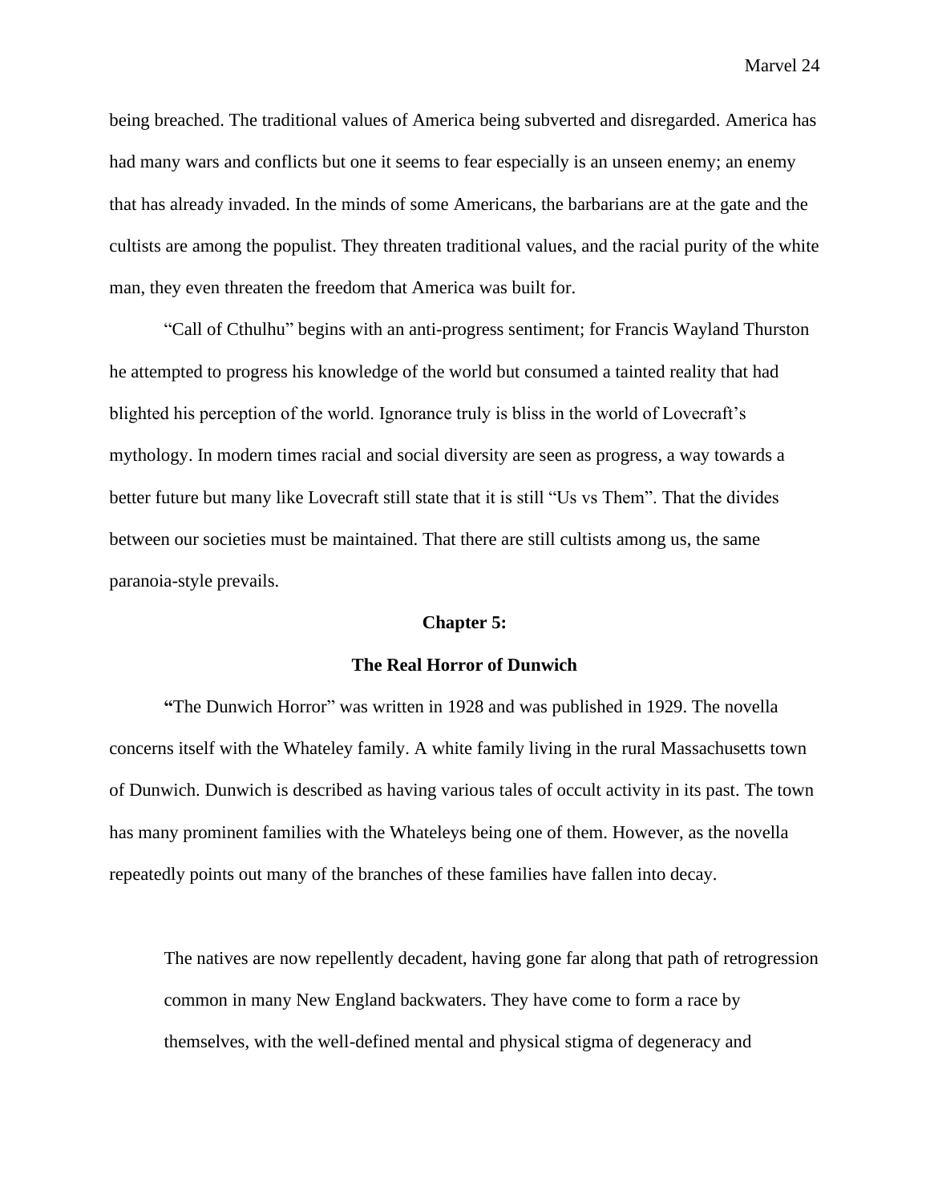being breached. The traditional values of America being subverted and disregarded. America has had many wars and conflicts but one it seems to fear especially is an unseen enemy; an enemy that has already invaded. In the minds of some Americans, the barbarians are at the gate and the cultists are among the populist. They threaten traditional values, and the racial purity of the white man, they even threaten the freedom that America was built for.

"Call of Cthulhu" begins with an anti-progress sentiment; for Francis Wayland Thurston he attempted to progress his knowledge of the world but consumed a tainted reality that had blighted his perception of the world. Ignorance truly is bliss in the world of Lovecraft's mythology. In modern times racial and social diversity are seen as progress, a way towards a better future but many like Lovecraft still state that it is still "Us vs Them". That the divides between our societies must be maintained. That there are still cultists among us, the same paranoia-style prevails.

## Chapter 5:

## The Real Horror of Dunwich

**"**The Dunwich Horror" was written in 1928 and was published in 1929. The novella concerns itself with the Whateley family. A white family living in the rural Massachusetts town of Dunwich. Dunwich is described as having various tales of occult activity in its past. The town has many prominent families with the Whateleys being one of them. However, as the novella repeatedly points out many of the branches of these families have fallen into decay.

> The natives are now repellently decadent, having gone far along that path of retrogression common in many New England backwaters. They have come to form a race by themselves, with the well-defined mental and physical stigma of degeneracy and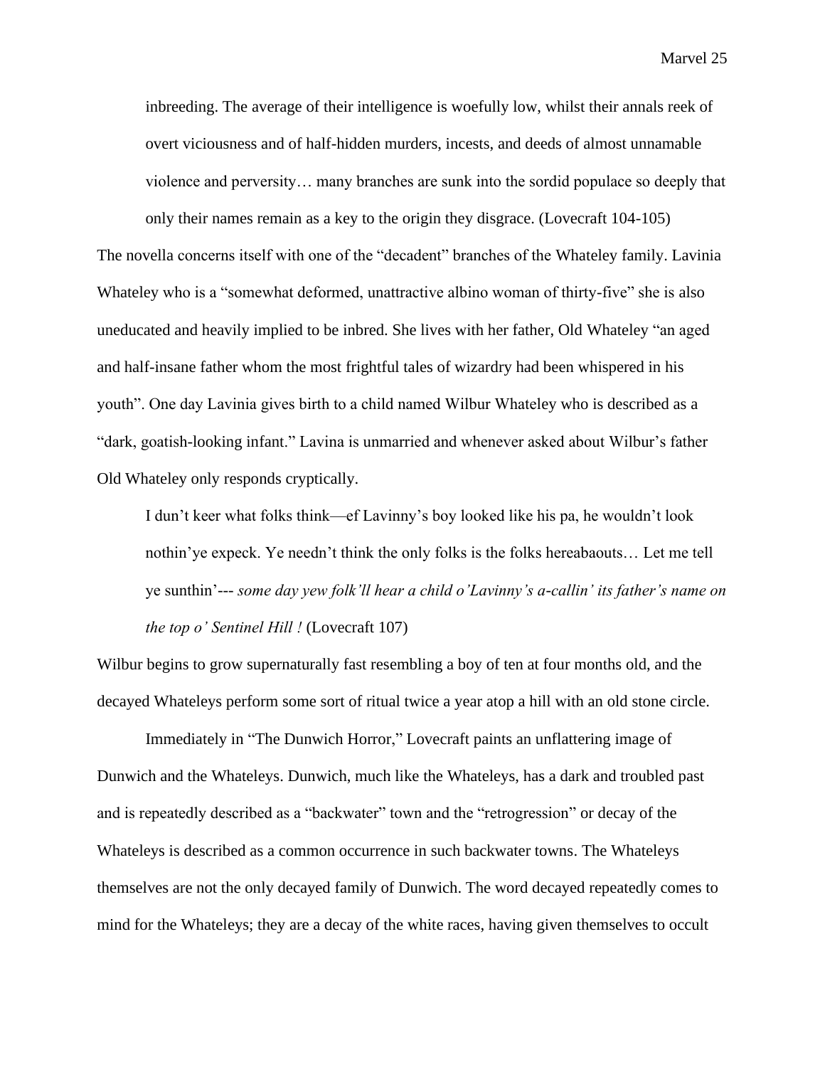> inbreeding. The average of their intelligence is woefully low, whilst their annals reek of overt viciousness and of half-hidden murders, incests, and deeds of almost unnamable violence and perversity… many branches are sunk into the sordid populace so deeply that only their names remain as a key to the origin they disgrace. (Lovecraft 104-105)

The novella concerns itself with one of the "decadent" branches of the Whateley family. Lavinia Whateley who is a "somewhat deformed, unattractive albino woman of thirty-five" she is also uneducated and heavily implied to be inbred. She lives with her father, Old Whateley "an aged and half-insane father whom the most frightful tales of wizardry had been whispered in his youth". One day Lavinia gives birth to a child named Wilbur Whateley who is described as a "dark, goatish-looking infant." Lavina is unmarried and whenever asked about Wilbur's father Old Whateley only responds cryptically.

> I dun't keer what folks think—ef Lavinny's boy looked like his pa, he wouldn't look nothin'ye expeck. Ye needn't think the only folks is the folks hereabaouts… Let me tell ye sunthin'--- *some day yew folk'll hear a child o'Lavinny's a-callin' its father's name on the top o' Sentinel Hill !* (Lovecraft 107)

Wilbur begins to grow supernaturally fast resembling a boy of ten at four months old, and the decayed Whateleys perform some sort of ritual twice a year atop a hill with an old stone circle.

Immediately in "The Dunwich Horror," Lovecraft paints an unflattering image of Dunwich and the Whateleys. Dunwich, much like the Whateleys, has a dark and troubled past and is repeatedly described as a "backwater" town and the "retrogression" or decay of the Whateleys is described as a common occurrence in such backwater towns. The Whateleys themselves are not the only decayed family of Dunwich. The word decayed repeatedly comes to mind for the Whateleys; they are a decay of the white races, having given themselves to occult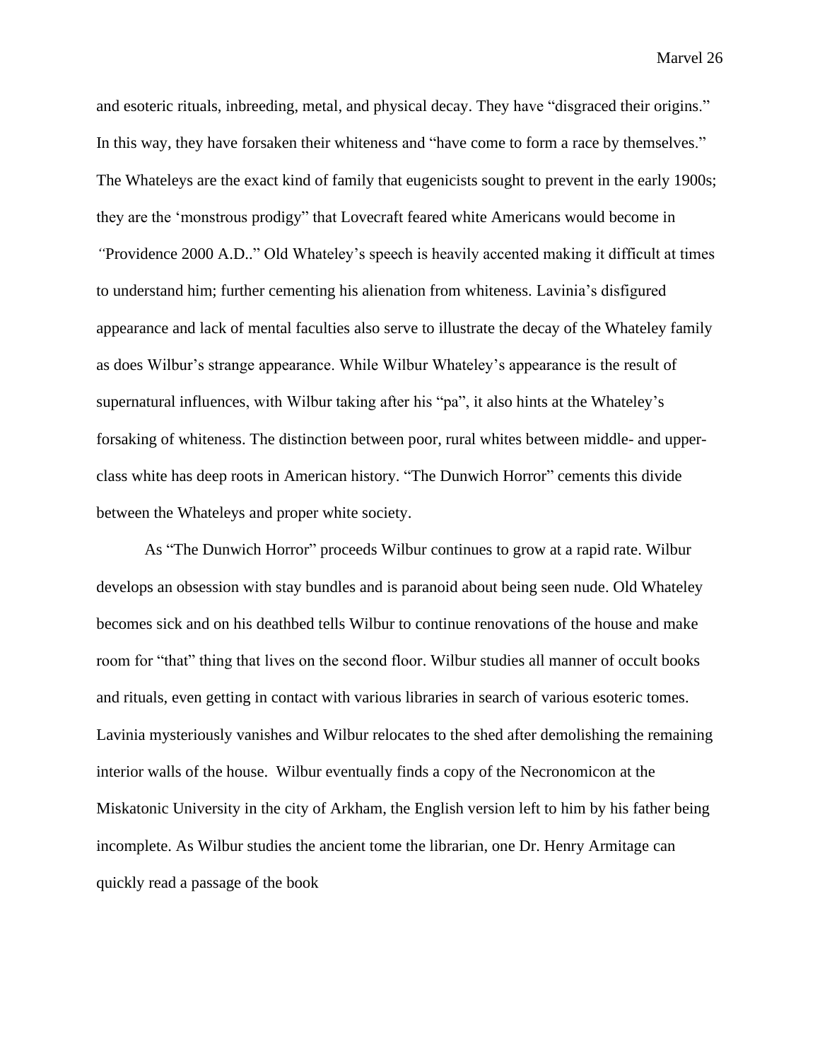and esoteric rituals, inbreeding, metal, and physical decay. They have "disgraced their origins." In this way, they have forsaken their whiteness and "have come to form a race by themselves." The Whateleys are the exact kind of family that eugenicists sought to prevent in the early 1900s; they are the 'monstrous prodigy" that Lovecraft feared white Americans would become in *"*Providence 2000 A.D.." Old Whateley's speech is heavily accented making it difficult at times to understand him; further cementing his alienation from whiteness. Lavinia's disfigured appearance and lack of mental faculties also serve to illustrate the decay of the Whateley family as does Wilbur's strange appearance. While Wilbur Whateley's appearance is the result of supernatural influences, with Wilbur taking after his "pa", it also hints at the Whateley's forsaking of whiteness. The distinction between poor, rural whites between middle- and upper-class white has deep roots in American history. "The Dunwich Horror" cements this divide between the Whateleys and proper white society.

As "The Dunwich Horror" proceeds Wilbur continues to grow at a rapid rate. Wilbur develops an obsession with stay bundles and is paranoid about being seen nude. Old Whateley becomes sick and on his deathbed tells Wilbur to continue renovations of the house and make room for "that" thing that lives on the second floor. Wilbur studies all manner of occult books and rituals, even getting in contact with various libraries in search of various esoteric tomes. Lavinia mysteriously vanishes and Wilbur relocates to the shed after demolishing the remaining interior walls of the house. Wilbur eventually finds a copy of the Necronomicon at the Miskatonic University in the city of Arkham, the English version left to him by his father being incomplete. As Wilbur studies the ancient tome the librarian, one Dr. Henry Armitage can quickly read a passage of the book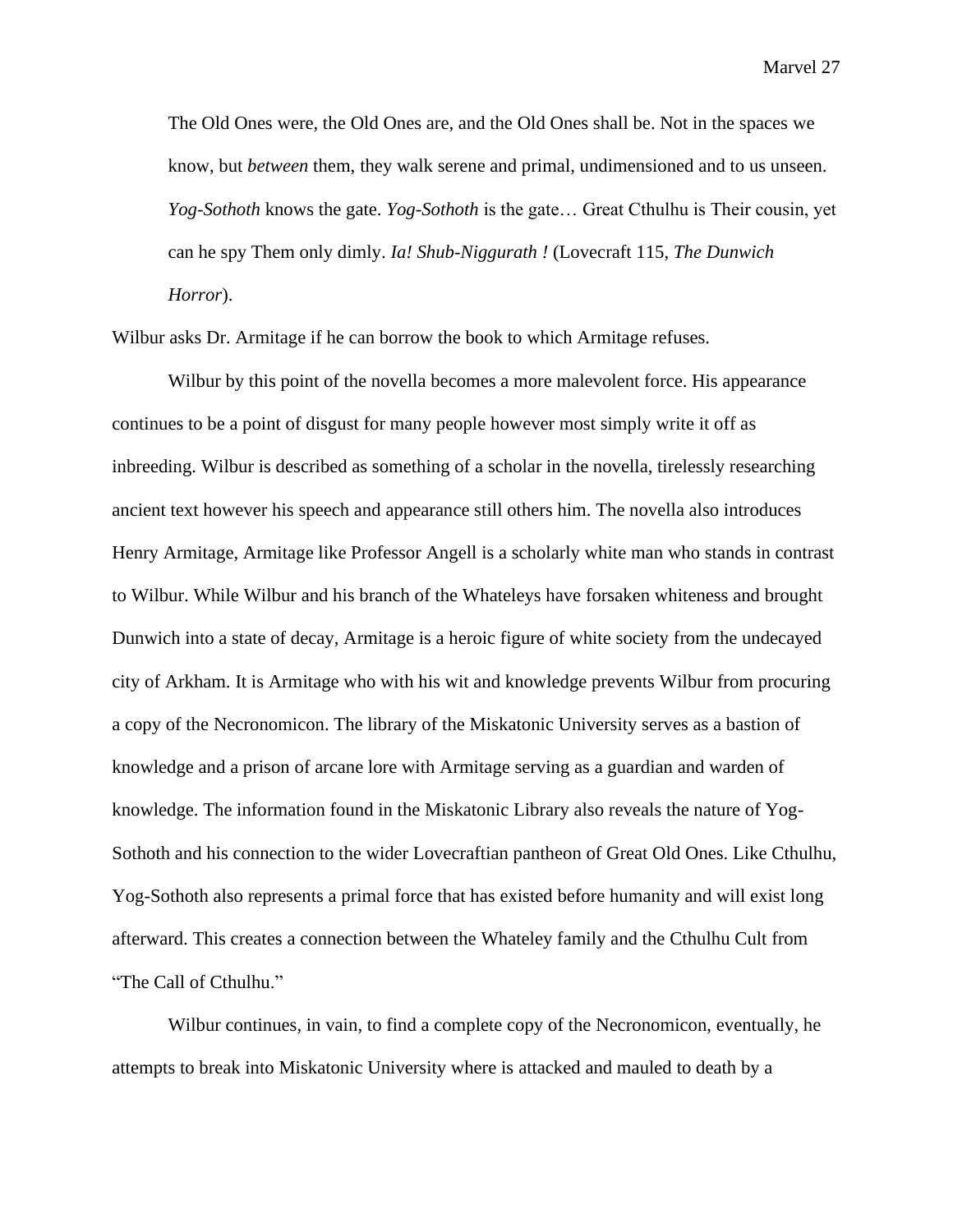> The Old Ones were, the Old Ones are, and the Old Ones shall be. Not in the spaces we know, but *between* them, they walk serene and primal, undimensioned and to us unseen. *Yog-Sothoth* knows the gate. *Yog-Sothoth* is the gate… Great Cthulhu is Their cousin, yet can he spy Them only dimly. *Ia! Shub-Niggurath !* (Lovecraft 115, *The Dunwich Horror*).

Wilbur asks Dr. Armitage if he can borrow the book to which Armitage refuses.

Wilbur by this point of the novella becomes a more malevolent force. His appearance continues to be a point of disgust for many people however most simply write it off as inbreeding. Wilbur is described as something of a scholar in the novella, tirelessly researching ancient text however his speech and appearance still others him. The novella also introduces Henry Armitage, Armitage like Professor Angell is a scholarly white man who stands in contrast to Wilbur. While Wilbur and his branch of the Whateleys have forsaken whiteness and brought Dunwich into a state of decay, Armitage is a heroic figure of white society from the undecayed city of Arkham. It is Armitage who with his wit and knowledge prevents Wilbur from procuring a copy of the Necronomicon. The library of the Miskatonic University serves as a bastion of knowledge and a prison of arcane lore with Armitage serving as a guardian and warden of knowledge. The information found in the Miskatonic Library also reveals the nature of Yog-Sothoth and his connection to the wider Lovecraftian pantheon of Great Old Ones. Like Cthulhu, Yog-Sothoth also represents a primal force that has existed before humanity and will exist long afterward. This creates a connection between the Whateley family and the Cthulhu Cult from "The Call of Cthulhu."

Wilbur continues, in vain, to find a complete copy of the Necronomicon, eventually, he attempts to break into Miskatonic University where is attacked and mauled to death by a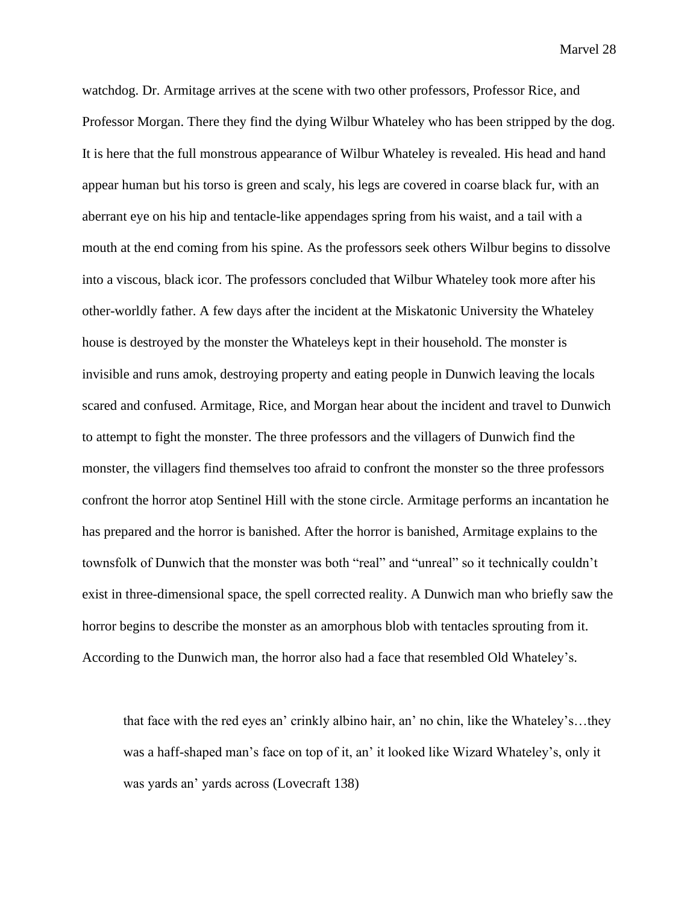watchdog. Dr. Armitage arrives at the scene with two other professors, Professor Rice, and Professor Morgan. There they find the dying Wilbur Whateley who has been stripped by the dog. It is here that the full monstrous appearance of Wilbur Whateley is revealed. His head and hand appear human but his torso is green and scaly, his legs are covered in coarse black fur, with an aberrant eye on his hip and tentacle-like appendages spring from his waist, and a tail with a mouth at the end coming from his spine. As the professors seek others Wilbur begins to dissolve into a viscous, black icor. The professors concluded that Wilbur Whateley took more after his other-worldly father. A few days after the incident at the Miskatonic University the Whateley house is destroyed by the monster the Whateleys kept in their household. The monster is invisible and runs amok, destroying property and eating people in Dunwich leaving the locals scared and confused. Armitage, Rice, and Morgan hear about the incident and travel to Dunwich to attempt to fight the monster. The three professors and the villagers of Dunwich find the monster, the villagers find themselves too afraid to confront the monster so the three professors confront the horror atop Sentinel Hill with the stone circle. Armitage performs an incantation he has prepared and the horror is banished. After the horror is banished, Armitage explains to the townsfolk of Dunwich that the monster was both "real" and "unreal" so it technically couldn't exist in three-dimensional space, the spell corrected reality. A Dunwich man who briefly saw the horror begins to describe the monster as an amorphous blob with tentacles sprouting from it. According to the Dunwich man, the horror also had a face that resembled Old Whateley's.

> that face with the red eyes an' crinkly albino hair, an' no chin, like the Whateley's…they was a haff-shaped man's face on top of it, an' it looked like Wizard Whateley's, only it was yards an' yards across (Lovecraft 138)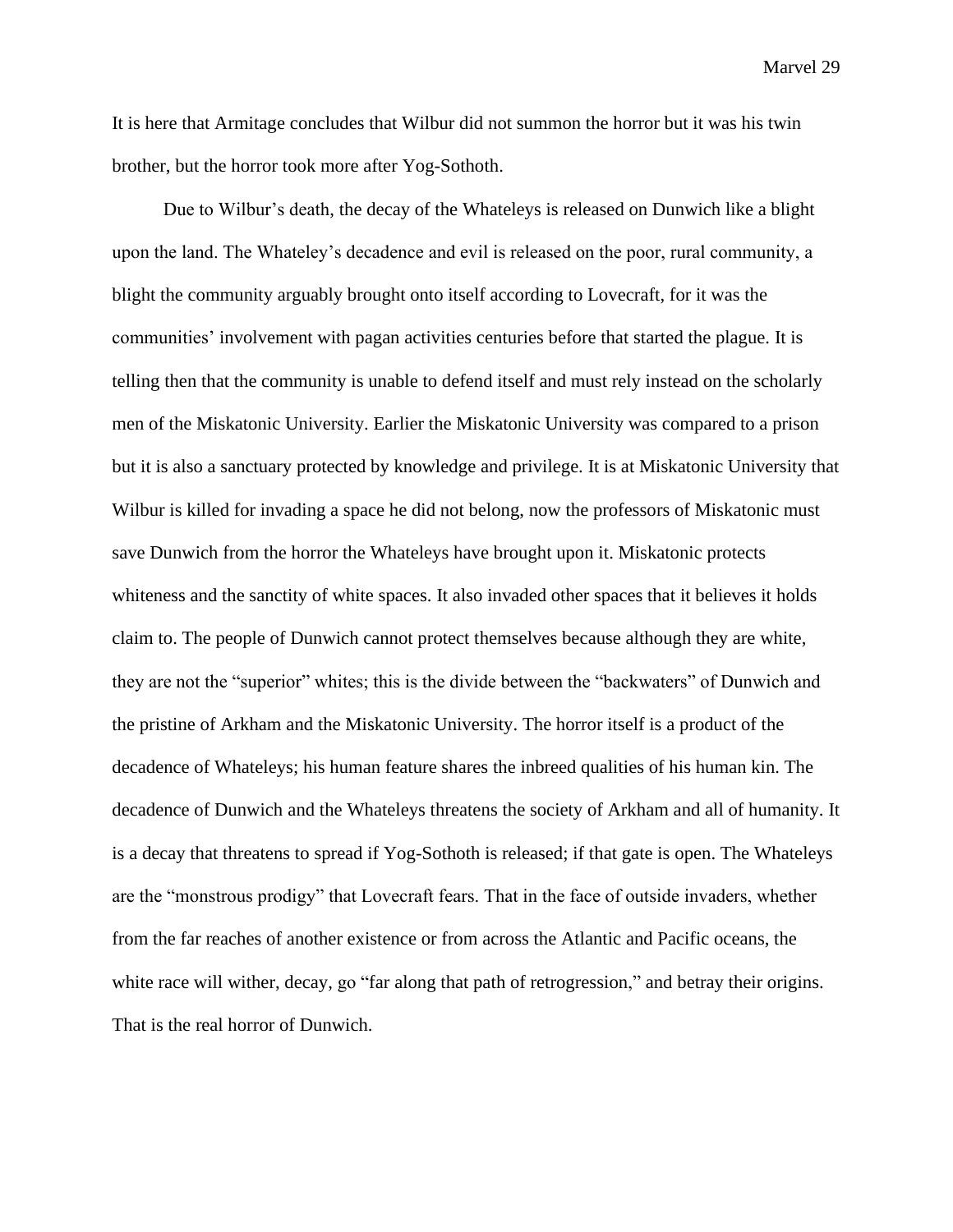It is here that Armitage concludes that Wilbur did not summon the horror but it was his twin brother, but the horror took more after Yog-Sothoth.

Due to Wilbur's death, the decay of the Whateleys is released on Dunwich like a blight upon the land. The Whateley's decadence and evil is released on the poor, rural community, a blight the community arguably brought onto itself according to Lovecraft, for it was the communities' involvement with pagan activities centuries before that started the plague. It is telling then that the community is unable to defend itself and must rely instead on the scholarly men of the Miskatonic University. Earlier the Miskatonic University was compared to a prison but it is also a sanctuary protected by knowledge and privilege. It is at Miskatonic University that Wilbur is killed for invading a space he did not belong, now the professors of Miskatonic must save Dunwich from the horror the Whateleys have brought upon it. Miskatonic protects whiteness and the sanctity of white spaces. It also invaded other spaces that it believes it holds claim to. The people of Dunwich cannot protect themselves because although they are white, they are not the "superior" whites; this is the divide between the "backwaters" of Dunwich and the pristine of Arkham and the Miskatonic University. The horror itself is a product of the decadence of Whateleys; his human feature shares the inbreed qualities of his human kin. The decadence of Dunwich and the Whateleys threatens the society of Arkham and all of humanity. It is a decay that threatens to spread if Yog-Sothoth is released; if that gate is open. The Whateleys are the "monstrous prodigy" that Lovecraft fears. That in the face of outside invaders, whether from the far reaches of another existence or from across the Atlantic and Pacific oceans, the white race will wither, decay, go "far along that path of retrogression," and betray their origins. That is the real horror of Dunwich.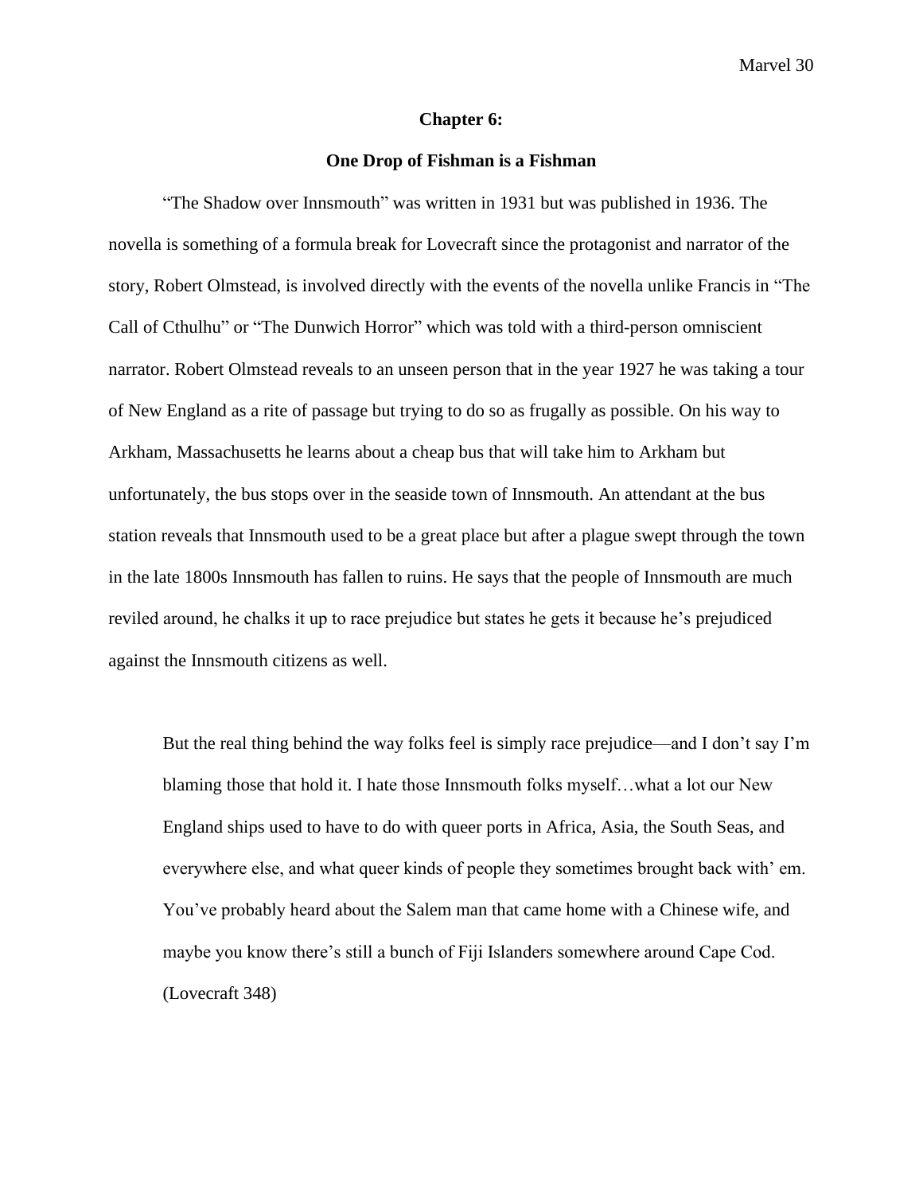## Chapter 6:

## One Drop of Fishman is a Fishman

"The Shadow over Innsmouth" was written in 1931 but was published in 1936. The novella is something of a formula break for Lovecraft since the protagonist and narrator of the story, Robert Olmstead, is involved directly with the events of the novella unlike Francis in "The Call of Cthulhu" or "The Dunwich Horror" which was told with a third-person omniscient narrator. Robert Olmstead reveals to an unseen person that in the year 1927 he was taking a tour of New England as a rite of passage but trying to do so as frugally as possible. On his way to Arkham, Massachusetts he learns about a cheap bus that will take him to Arkham but unfortunately, the bus stops over in the seaside town of Innsmouth. An attendant at the bus station reveals that Innsmouth used to be a great place but after a plague swept through the town in the late 1800s Innsmouth has fallen to ruins. He says that the people of Innsmouth are much reviled around, he chalks it up to race prejudice but states he gets it because he's prejudiced against the Innsmouth citizens as well.

> But the real thing behind the way folks feel is simply race prejudice—and I don't say I'm blaming those that hold it. I hate those Innsmouth folks myself…what a lot our New England ships used to have to do with queer ports in Africa, Asia, the South Seas, and everywhere else, and what queer kinds of people they sometimes brought back with' em. You've probably heard about the Salem man that came home with a Chinese wife, and maybe you know there's still a bunch of Fiji Islanders somewhere around Cape Cod. (Lovecraft 348)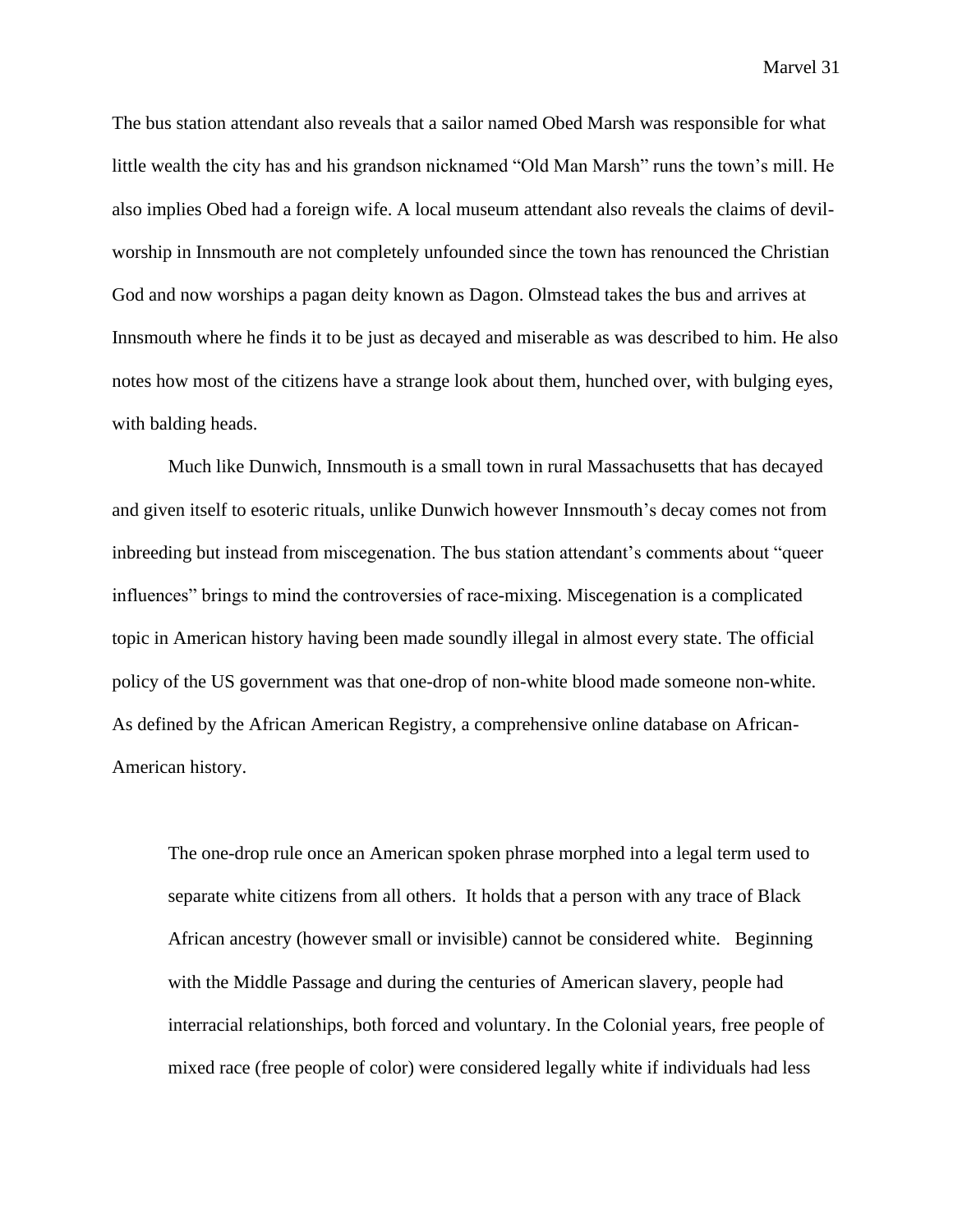The bus station attendant also reveals that a sailor named Obed Marsh was responsible for what little wealth the city has and his grandson nicknamed "Old Man Marsh" runs the town's mill. He also implies Obed had a foreign wife. A local museum attendant also reveals the claims of devil-worship in Innsmouth are not completely unfounded since the town has renounced the Christian God and now worships a pagan deity known as Dagon. Olmstead takes the bus and arrives at Innsmouth where he finds it to be just as decayed and miserable as was described to him. He also notes how most of the citizens have a strange look about them, hunched over, with bulging eyes, with balding heads.

Much like Dunwich, Innsmouth is a small town in rural Massachusetts that has decayed and given itself to esoteric rituals, unlike Dunwich however Innsmouth's decay comes not from inbreeding but instead from miscegenation. The bus station attendant's comments about "queer influences" brings to mind the controversies of race-mixing. Miscegenation is a complicated topic in American history having been made soundly illegal in almost every state. The official policy of the US government was that one-drop of non-white blood made someone non-white. As defined by the African American Registry, a comprehensive online database on African-American history.

> The one-drop rule once an American spoken phrase morphed into a legal term used to separate white citizens from all others. It holds that a person with any trace of Black African ancestry (however small or invisible) cannot be considered white. Beginning with the Middle Passage and during the centuries of American slavery, people had interracial relationships, both forced and voluntary. In the Colonial years, free people of mixed race (free people of color) were considered legally white if individuals had less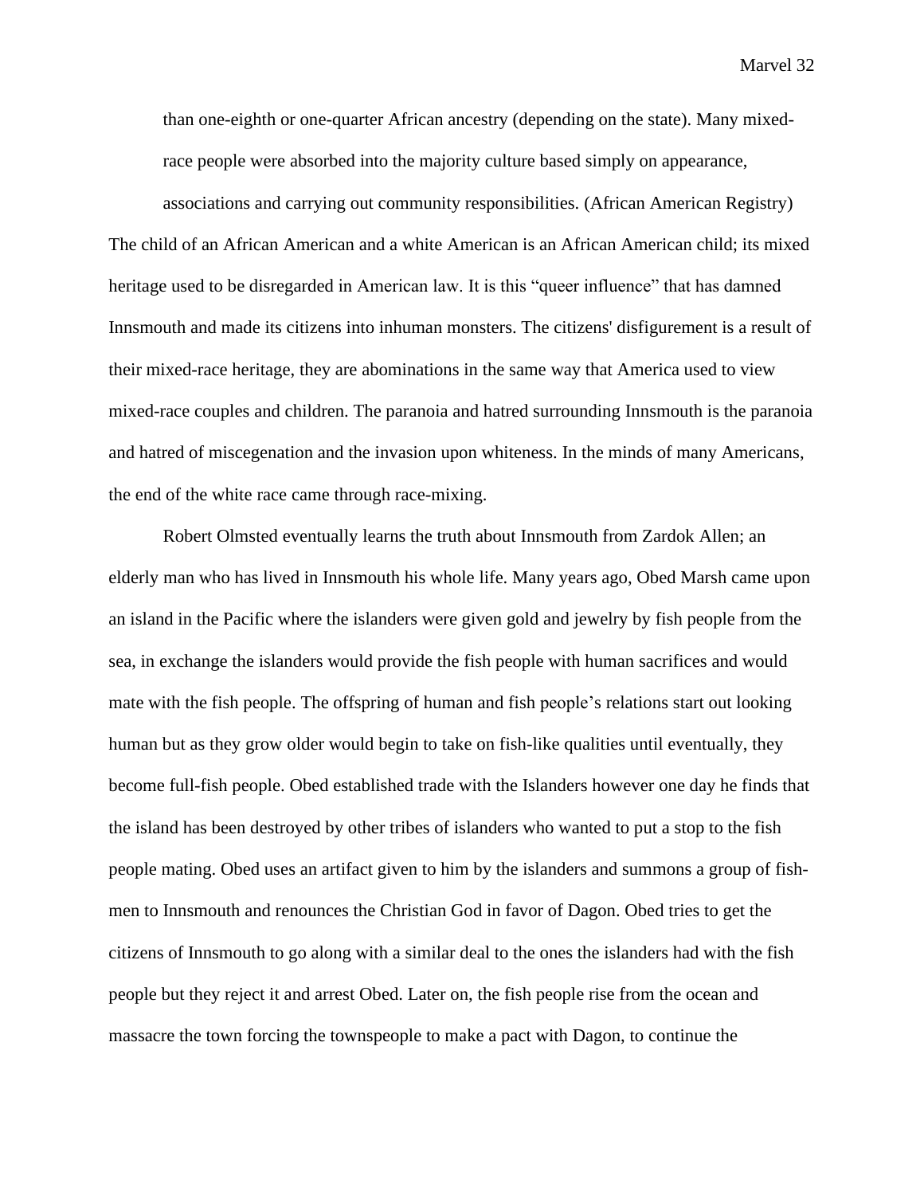> than one-eighth or one-quarter African ancestry (depending on the state). Many mixed-race people were absorbed into the majority culture based simply on appearance, associations and carrying out community responsibilities. (African American Registry)

The child of an African American and a white American is an African American child; its mixed heritage used to be disregarded in American law. It is this "queer influence" that has damned Innsmouth and made its citizens into inhuman monsters. The citizens' disfigurement is a result of their mixed-race heritage, they are abominations in the same way that America used to view mixed-race couples and children. The paranoia and hatred surrounding Innsmouth is the paranoia and hatred of miscegenation and the invasion upon whiteness. In the minds of many Americans, the end of the white race came through race-mixing.

Robert Olmsted eventually learns the truth about Innsmouth from Zardok Allen; an elderly man who has lived in Innsmouth his whole life. Many years ago, Obed Marsh came upon an island in the Pacific where the islanders were given gold and jewelry by fish people from the sea, in exchange the islanders would provide the fish people with human sacrifices and would mate with the fish people. The offspring of human and fish people's relations start out looking human but as they grow older would begin to take on fish-like qualities until eventually, they become full-fish people. Obed established trade with the Islanders however one day he finds that the island has been destroyed by other tribes of islanders who wanted to put a stop to the fish people mating. Obed uses an artifact given to him by the islanders and summons a group of fish-men to Innsmouth and renounces the Christian God in favor of Dagon. Obed tries to get the citizens of Innsmouth to go along with a similar deal to the ones the islanders had with the fish people but they reject it and arrest Obed. Later on, the fish people rise from the ocean and massacre the town forcing the townspeople to make a pact with Dagon, to continue the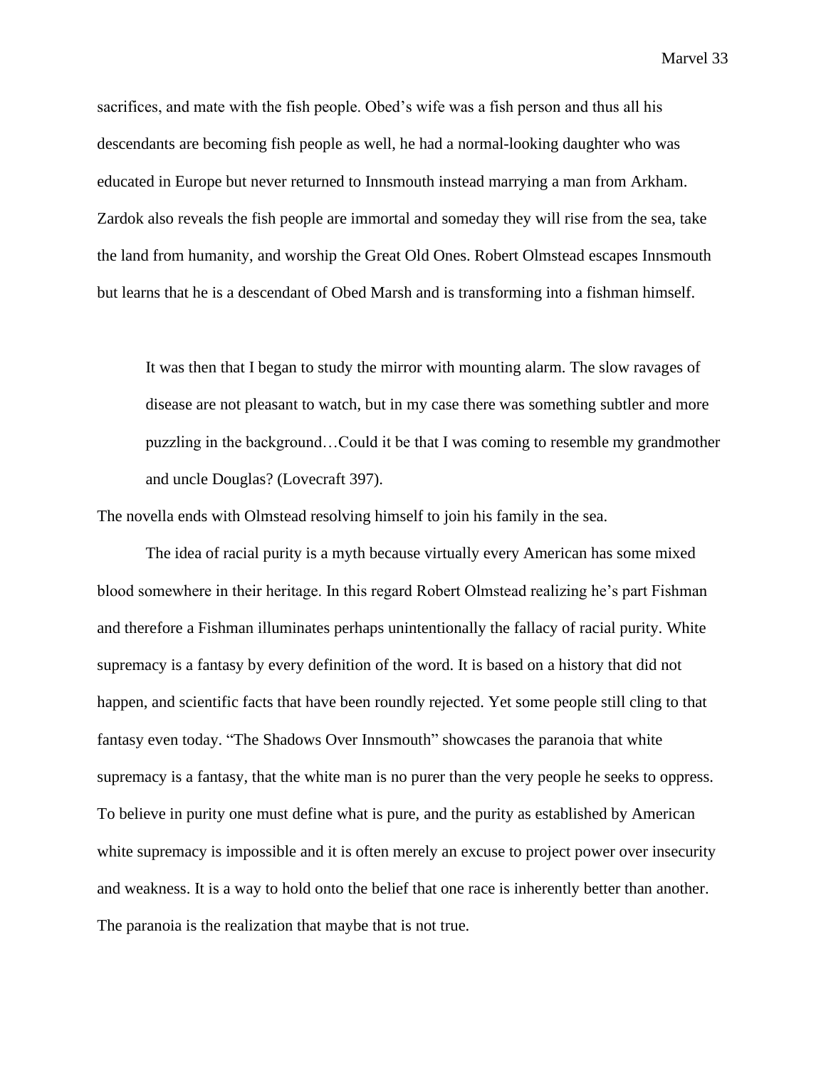sacrifices, and mate with the fish people. Obed's wife was a fish person and thus all his descendants are becoming fish people as well, he had a normal-looking daughter who was educated in Europe but never returned to Innsmouth instead marrying a man from Arkham. Zardok also reveals the fish people are immortal and someday they will rise from the sea, take the land from humanity, and worship the Great Old Ones. Robert Olmstead escapes Innsmouth but learns that he is a descendant of Obed Marsh and is transforming into a fishman himself.

> It was then that I began to study the mirror with mounting alarm. The slow ravages of disease are not pleasant to watch, but in my case there was something subtler and more puzzling in the background…Could it be that I was coming to resemble my grandmother and uncle Douglas? (Lovecraft 397).

The novella ends with Olmstead resolving himself to join his family in the sea.

The idea of racial purity is a myth because virtually every American has some mixed blood somewhere in their heritage. In this regard Robert Olmstead realizing he's part Fishman and therefore a Fishman illuminates perhaps unintentionally the fallacy of racial purity. White supremacy is a fantasy by every definition of the word. It is based on a history that did not happen, and scientific facts that have been roundly rejected. Yet some people still cling to that fantasy even today. "The Shadows Over Innsmouth" showcases the paranoia that white supremacy is a fantasy, that the white man is no purer than the very people he seeks to oppress. To believe in purity one must define what is pure, and the purity as established by American white supremacy is impossible and it is often merely an excuse to project power over insecurity and weakness. It is a way to hold onto the belief that one race is inherently better than another. The paranoia is the realization that maybe that is not true.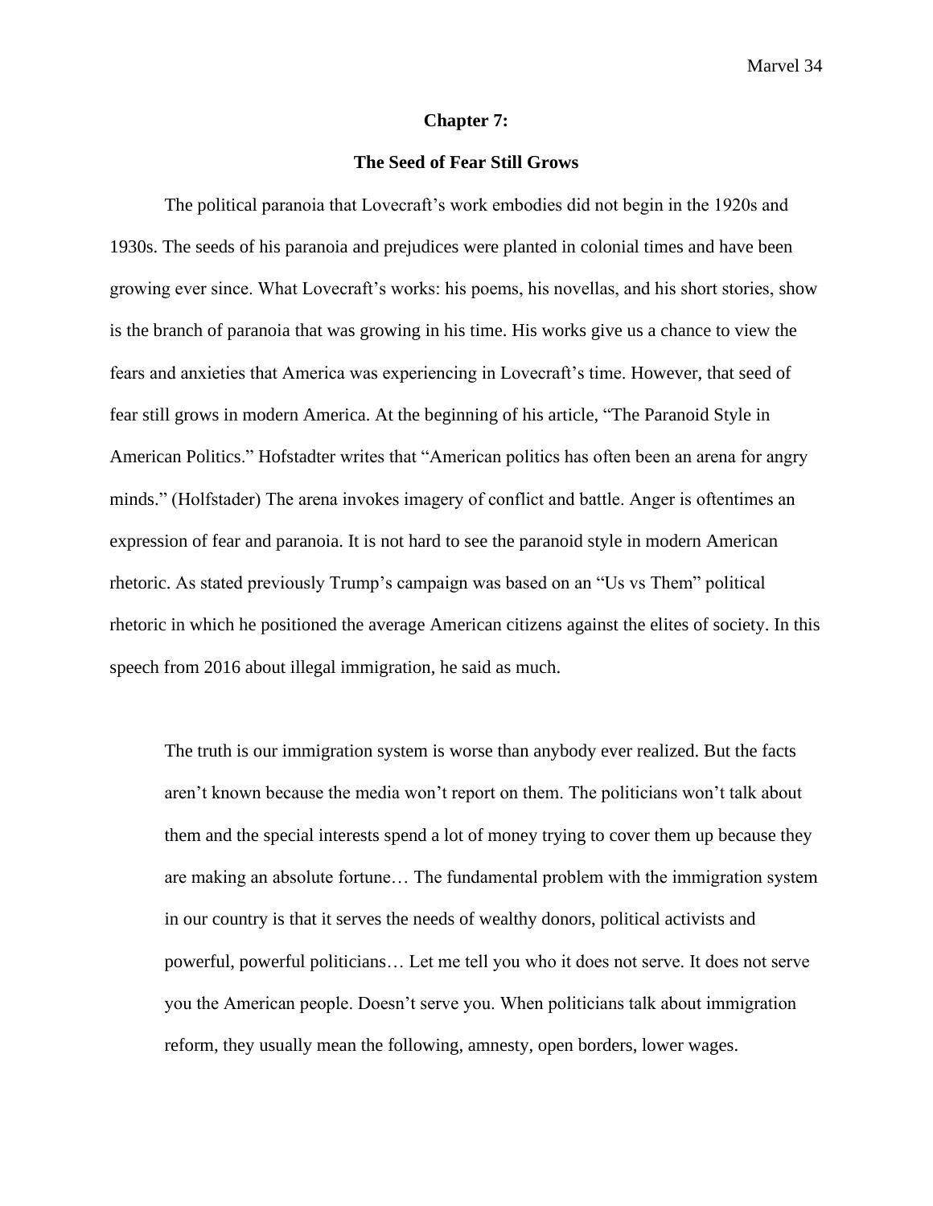## Chapter 7:

## The Seed of Fear Still Grows

The political paranoia that Lovecraft's work embodies did not begin in the 1920s and 1930s. The seeds of his paranoia and prejudices were planted in colonial times and have been growing ever since. What Lovecraft's works: his poems, his novellas, and his short stories, show is the branch of paranoia that was growing in his time. His works give us a chance to view the fears and anxieties that America was experiencing in Lovecraft's time. However, that seed of fear still grows in modern America. At the beginning of his article, "The Paranoid Style in American Politics." Hofstadter writes that "American politics has often been an arena for angry minds." (Holfstader) The arena invokes imagery of conflict and battle. Anger is oftentimes an expression of fear and paranoia. It is not hard to see the paranoid style in modern American rhetoric. As stated previously Trump's campaign was based on an "Us vs Them" political rhetoric in which he positioned the average American citizens against the elites of society. In this speech from 2016 about illegal immigration, he said as much.

> The truth is our immigration system is worse than anybody ever realized. But the facts aren't known because the media won't report on them. The politicians won't talk about them and the special interests spend a lot of money trying to cover them up because they are making an absolute fortune… The fundamental problem with the immigration system in our country is that it serves the needs of wealthy donors, political activists and powerful, powerful politicians… Let me tell you who it does not serve. It does not serve you the American people. Doesn't serve you. When politicians talk about immigration reform, they usually mean the following, amnesty, open borders, lower wages.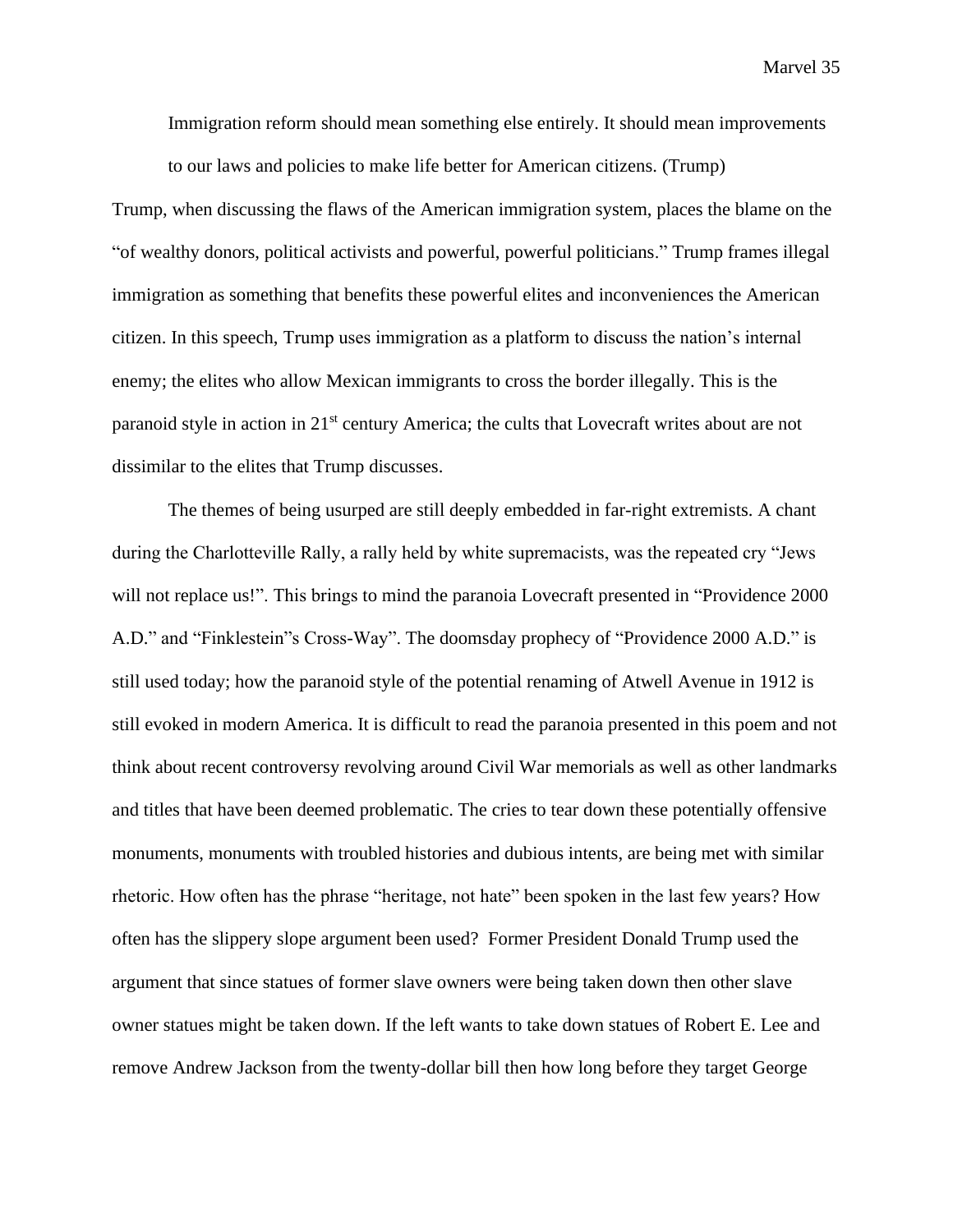> Immigration reform should mean something else entirely. It should mean improvements to our laws and policies to make life better for American citizens. (Trump)

Trump, when discussing the flaws of the American immigration system, places the blame on the "of wealthy donors, political activists and powerful, powerful politicians." Trump frames illegal immigration as something that benefits these powerful elites and inconveniences the American citizen. In this speech, Trump uses immigration as a platform to discuss the nation's internal enemy; the elites who allow Mexican immigrants to cross the border illegally. This is the paranoid style in action in 21st century America; the cults that Lovecraft writes about are not dissimilar to the elites that Trump discusses.

The themes of being usurped are still deeply embedded in far-right extremists. A chant during the Charlotteville Rally, a rally held by white supremacists, was the repeated cry "Jews will not replace us!". This brings to mind the paranoia Lovecraft presented in "Providence 2000 A.D." and "Finklestein"s Cross-Way". The doomsday prophecy of "Providence 2000 A.D." is still used today; how the paranoid style of the potential renaming of Atwell Avenue in 1912 is still evoked in modern America. It is difficult to read the paranoia presented in this poem and not think about recent controversy revolving around Civil War memorials as well as other landmarks and titles that have been deemed problematic. The cries to tear down these potentially offensive monuments, monuments with troubled histories and dubious intents, are being met with similar rhetoric. How often has the phrase "heritage, not hate" been spoken in the last few years? How often has the slippery slope argument been used? Former President Donald Trump used the argument that since statues of former slave owners were being taken down then other slave owner statues might be taken down. If the left wants to take down statues of Robert E. Lee and remove Andrew Jackson from the twenty-dollar bill then how long before they target George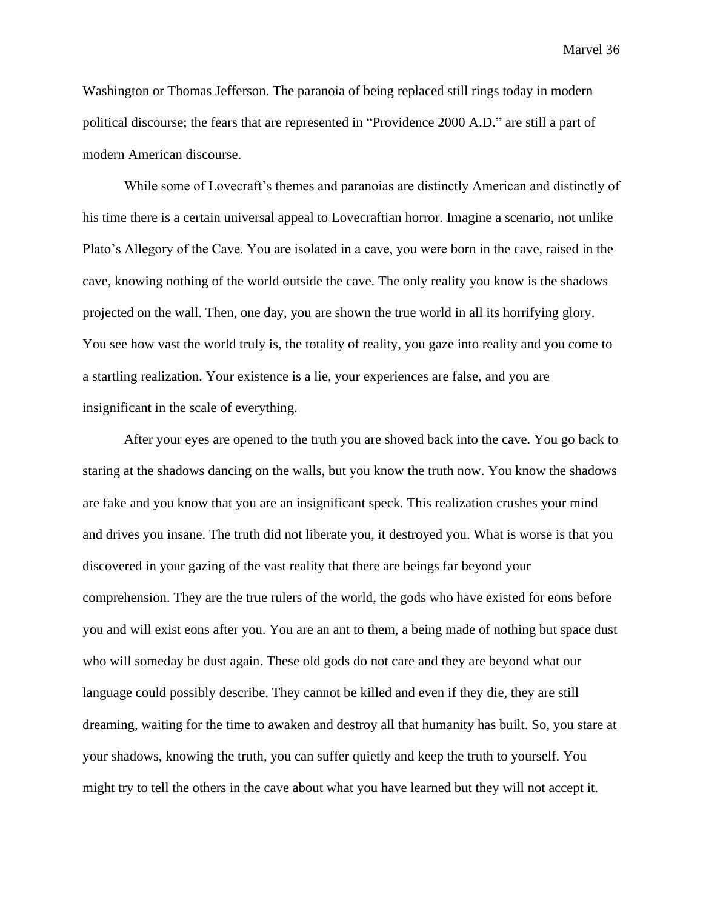Washington or Thomas Jefferson. The paranoia of being replaced still rings today in modern political discourse; the fears that are represented in "Providence 2000 A.D." are still a part of modern American discourse.

While some of Lovecraft's themes and paranoias are distinctly American and distinctly of his time there is a certain universal appeal to Lovecraftian horror. Imagine a scenario, not unlike Plato's Allegory of the Cave. You are isolated in a cave, you were born in the cave, raised in the cave, knowing nothing of the world outside the cave. The only reality you know is the shadows projected on the wall. Then, one day, you are shown the true world in all its horrifying glory. You see how vast the world truly is, the totality of reality, you gaze into reality and you come to a startling realization. Your existence is a lie, your experiences are false, and you are insignificant in the scale of everything.

After your eyes are opened to the truth you are shoved back into the cave. You go back to staring at the shadows dancing on the walls, but you know the truth now. You know the shadows are fake and you know that you are an insignificant speck. This realization crushes your mind and drives you insane. The truth did not liberate you, it destroyed you. What is worse is that you discovered in your gazing of the vast reality that there are beings far beyond your comprehension. They are the true rulers of the world, the gods who have existed for eons before you and will exist eons after you. You are an ant to them, a being made of nothing but space dust who will someday be dust again. These old gods do not care and they are beyond what our language could possibly describe. They cannot be killed and even if they die, they are still dreaming, waiting for the time to awaken and destroy all that humanity has built. So, you stare at your shadows, knowing the truth, you can suffer quietly and keep the truth to yourself. You might try to tell the others in the cave about what you have learned but they will not accept it.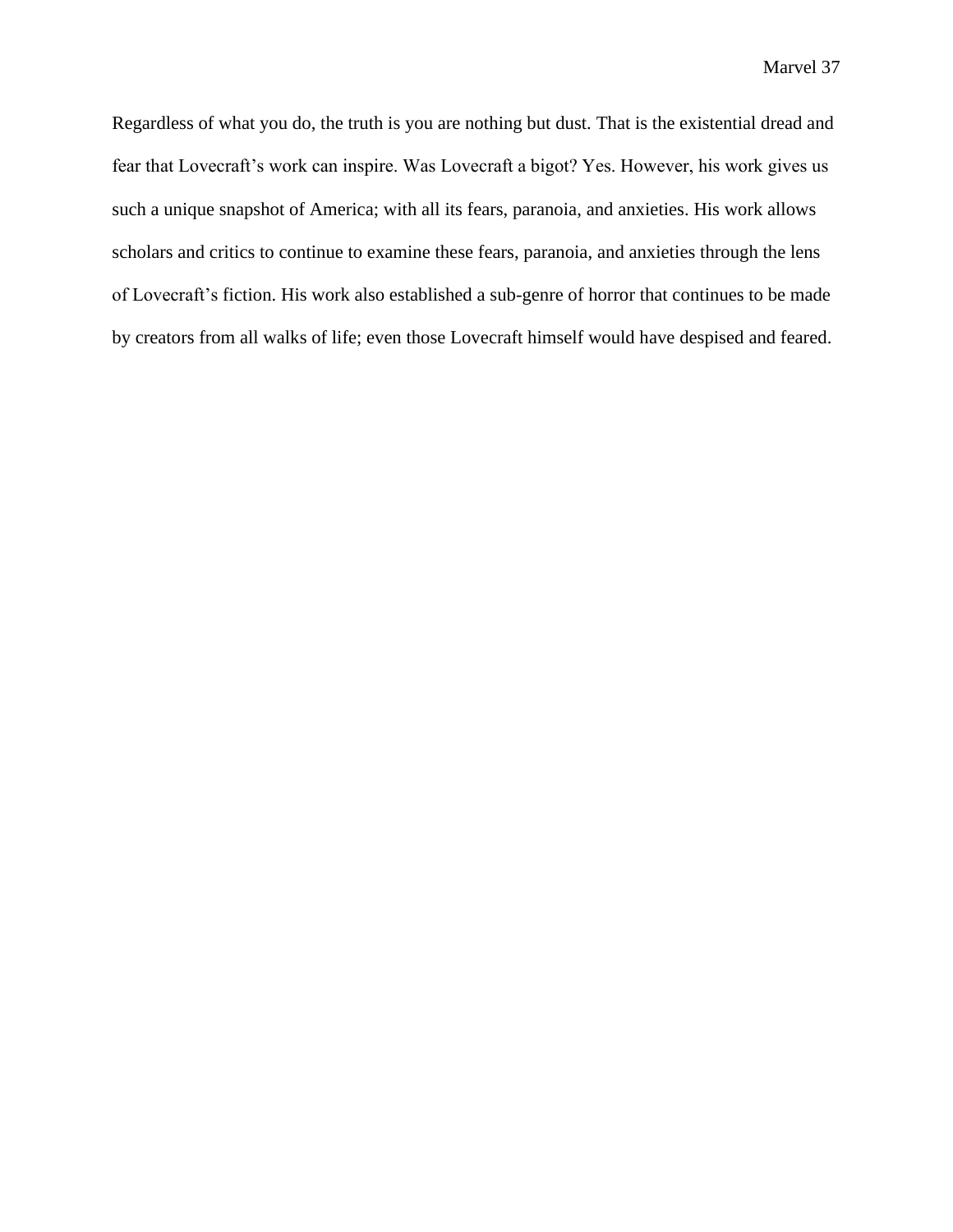Regardless of what you do, the truth is you are nothing but dust. That is the existential dread and fear that Lovecraft's work can inspire. Was Lovecraft a bigot? Yes. However, his work gives us such a unique snapshot of America; with all its fears, paranoia, and anxieties. His work allows scholars and critics to continue to examine these fears, paranoia, and anxieties through the lens of Lovecraft's fiction. His work also established a sub-genre of horror that continues to be made by creators from all walks of life; even those Lovecraft himself would have despised and feared.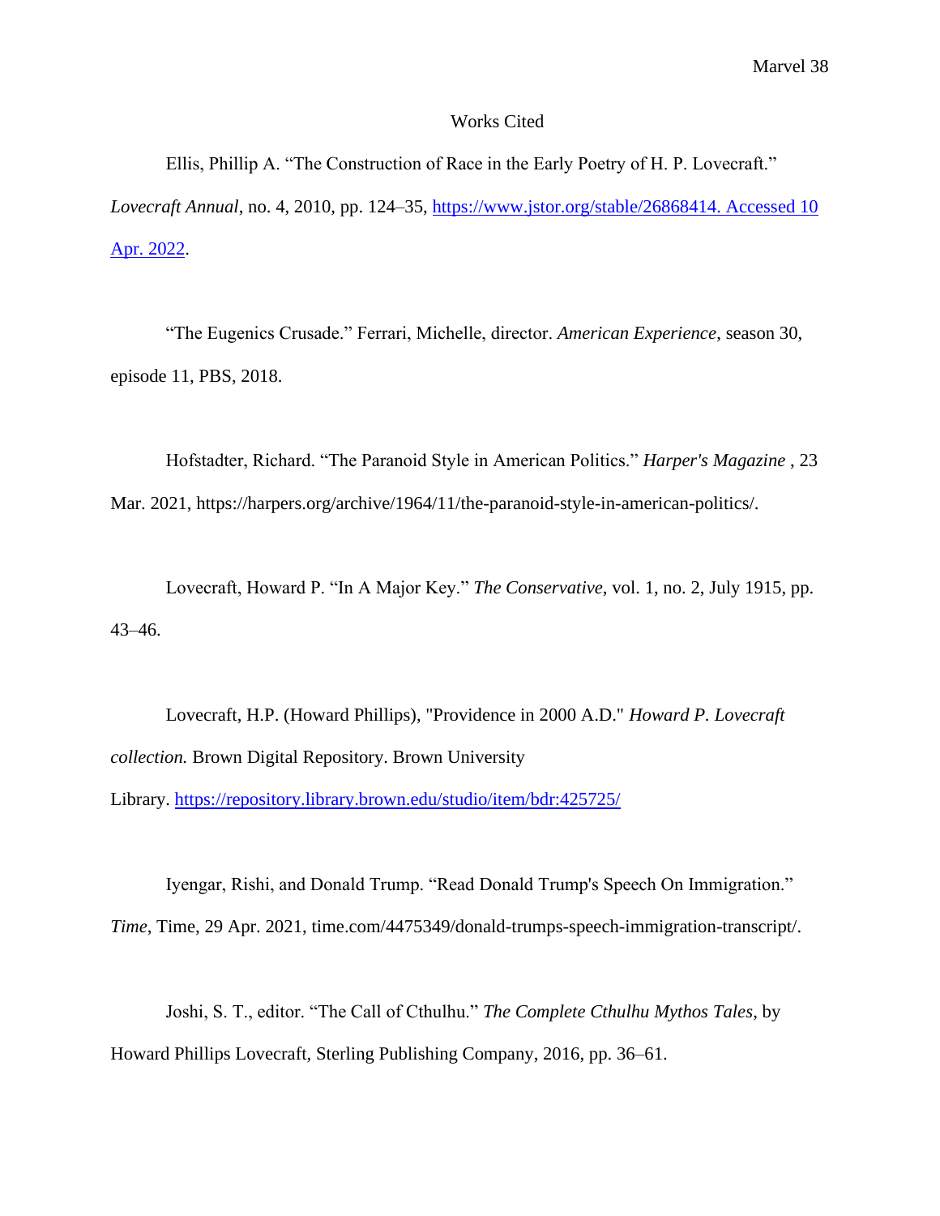# Works Cited

Ellis, Phillip A. "The Construction of Race in the Early Poetry of H. P. Lovecraft." *Lovecraft Annual*, no. 4, 2010, pp. 124–35, https://www.jstor.org/stable/26868414. Accessed 10 Apr. 2022.

"The Eugenics Crusade." Ferrari, Michelle, director. *American Experience*, season 30, episode 11, PBS, 2018.

Hofstadter, Richard. "The Paranoid Style in American Politics." *Harper's Magazine* , 23 Mar. 2021, https://harpers.org/archive/1964/11/the-paranoid-style-in-american-politics/.

Lovecraft, Howard P. "In A Major Key." *The Conservative*, vol. 1, no. 2, July 1915, pp. 43–46.

Lovecraft, H.P. (Howard Phillips), "Providence in 2000 A.D." *Howard P. Lovecraft collection.* Brown Digital Repository. Brown University Library. https://repository.library.brown.edu/studio/item/bdr:425725/

Iyengar, Rishi, and Donald Trump. "Read Donald Trump's Speech On Immigration." *Time*, Time, 29 Apr. 2021, time.com/4475349/donald-trumps-speech-immigration-transcript/.

Joshi, S. T., editor. "The Call of Cthulhu." *The Complete Cthulhu Mythos Tales*, by Howard Phillips Lovecraft, Sterling Publishing Company, 2016, pp. 36–61.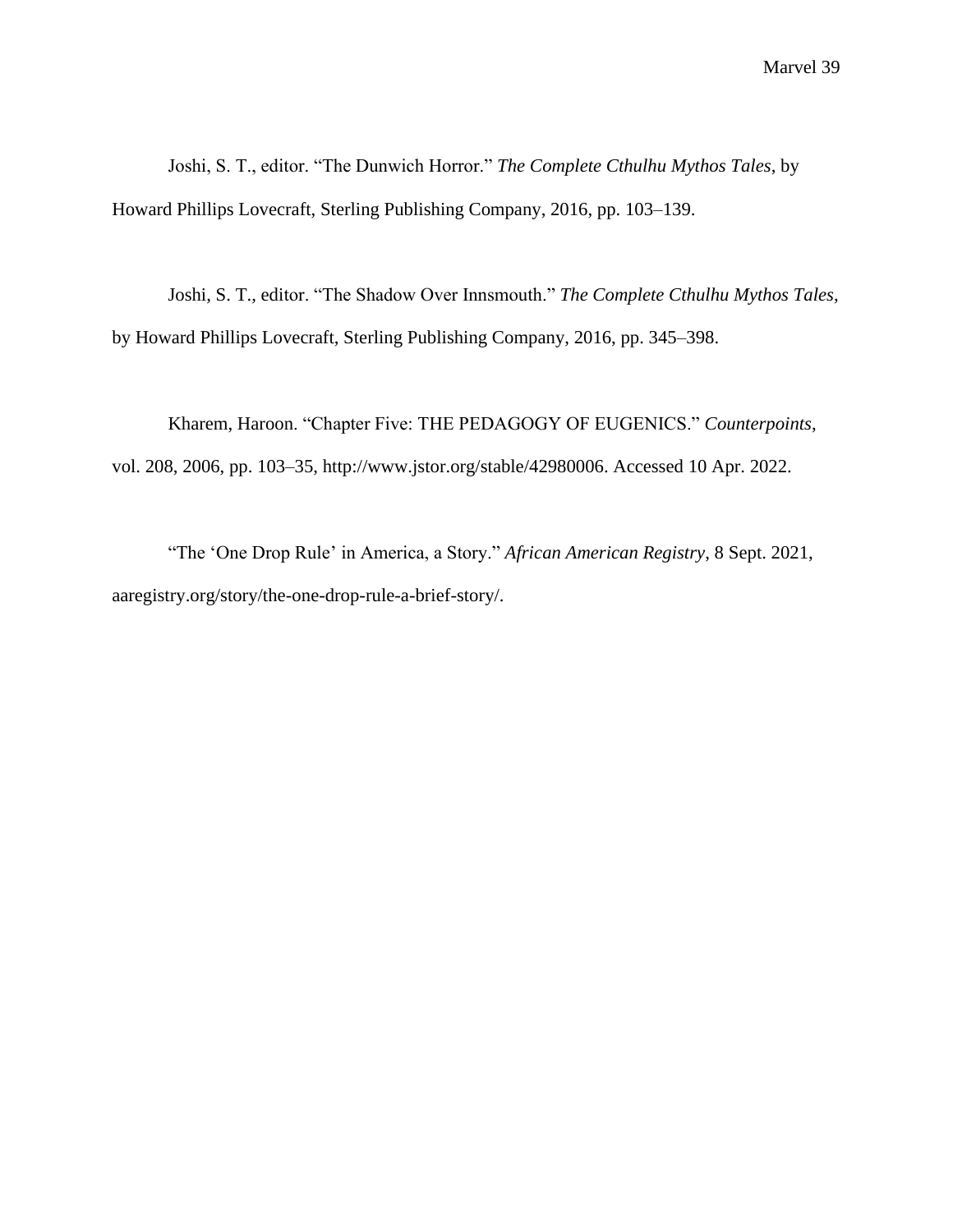Joshi, S. T., editor. "The Dunwich Horror." *The Complete Cthulhu Mythos Tales*, by Howard Phillips Lovecraft, Sterling Publishing Company, 2016, pp. 103–139.

Joshi, S. T., editor. "The Shadow Over Innsmouth." *The Complete Cthulhu Mythos Tales*, by Howard Phillips Lovecraft, Sterling Publishing Company, 2016, pp. 345–398.

Kharem, Haroon. "Chapter Five: THE PEDAGOGY OF EUGENICS." *Counterpoints*, vol. 208, 2006, pp. 103–35, http://www.jstor.org/stable/42980006. Accessed 10 Apr. 2022.

"The 'One Drop Rule' in America, a Story." *African American Registry*, 8 Sept. 2021, aaregistry.org/story/the-one-drop-rule-a-brief-story/.